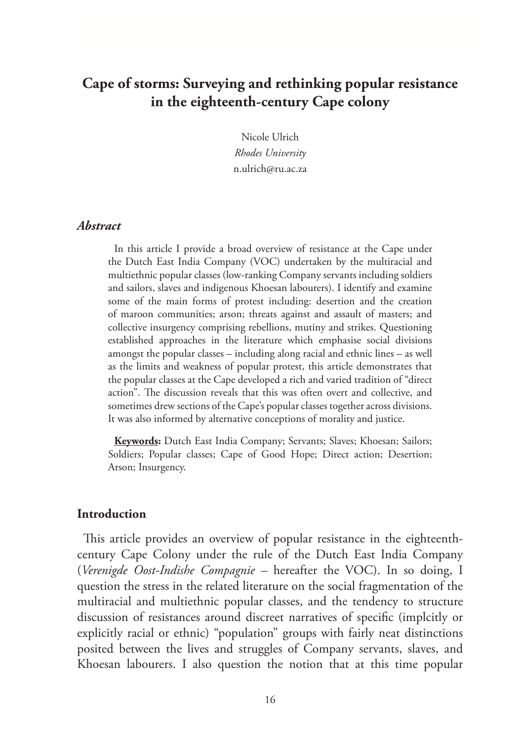# Cape of storms: Surveying and rethinking popular resistance in the eighteenth-century Cape colony

Nicole Ulrich
*Rhodes University*
n.ulrich@ru.ac.za

### *Abstract*

In this article I provide a broad overview of resistance at the Cape under the Dutch East India Company (VOC) undertaken by the multiracial and multiethnic popular classes (low-ranking Company servants including soldiers and sailors, slaves and indigenous Khoesan labourers). I identify and examine some of the main forms of protest including: desertion and the creation of maroon communities; arson; threats against and assault of masters; and collective insurgency comprising rebellions, mutiny and strikes. Questioning established approaches in the literature which emphasise social divisions amongst the popular classes – including along racial and ethnic lines – as well as the limits and weakness of popular protest, this article demonstrates that the popular classes at the Cape developed a rich and varied tradition of "direct action". The discussion reveals that this was often overt and collective, and sometimes drew sections of the Cape's popular classes together across divisions. It was also informed by alternative conceptions of morality and justice.

**Keywords:** Dutch East India Company; Servants; Slaves; Khoesan; Sailors; Soldiers; Popular classes; Cape of Good Hope; Direct action; Desertion; Arson; Insurgency.

## Introduction

This article provides an overview of popular resistance in the eighteenth-century Cape Colony under the rule of the Dutch East India Company (*Verenigde Oost-Indishe Compagnie* – hereafter the VOC). In so doing, I question the stress in the related literature on the social fragmentation of the multiracial and multiethnic popular classes, and the tendency to structure discussion of resistances around discreet narratives of specific (implcitly or explicitly racial or ethnic) "population" groups with fairly neat distinctions posited between the lives and struggles of Company servants, slaves, and Khoesan labourers. I also question the notion that at this time popular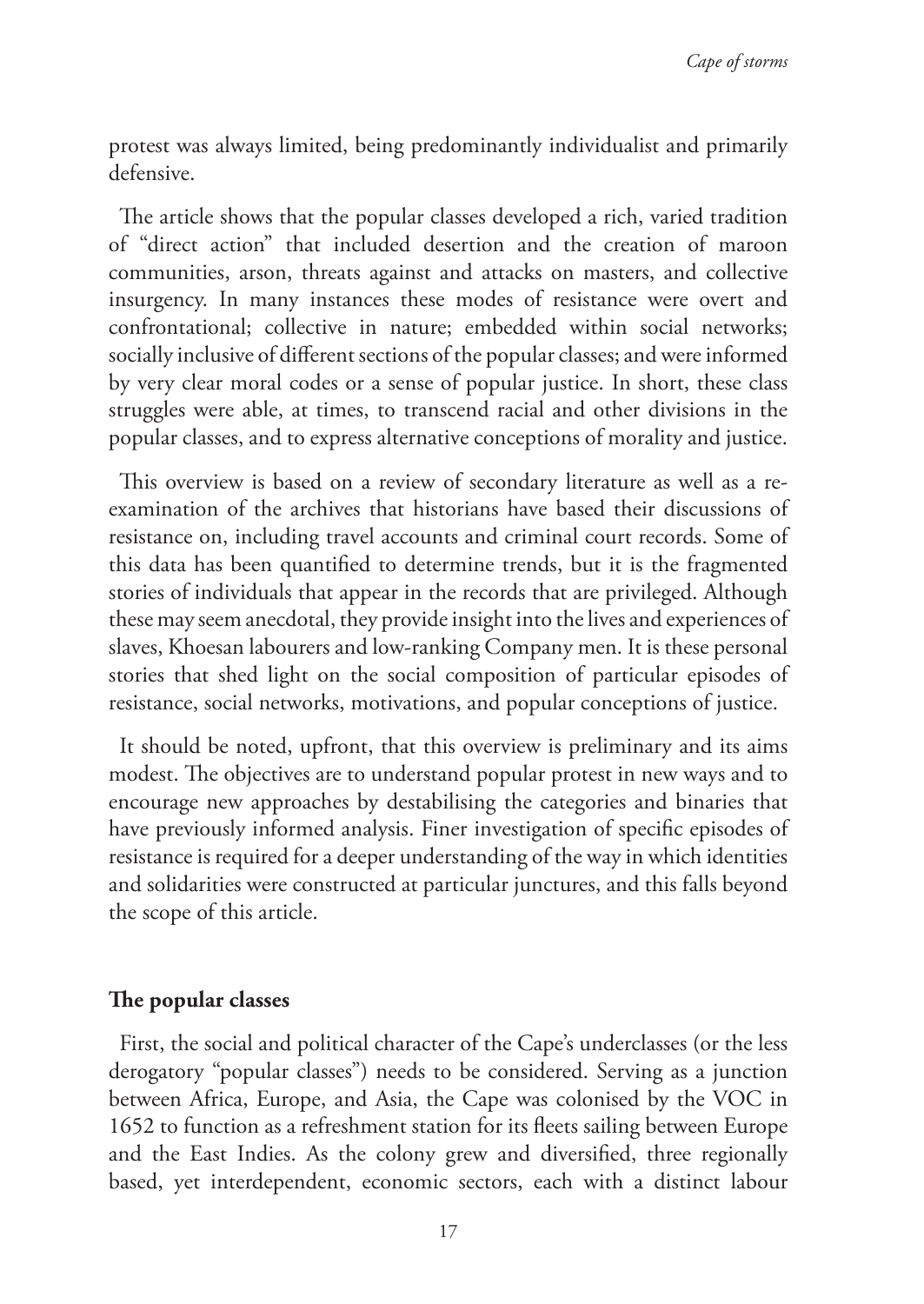protest was always limited, being predominantly individualist and primarily defensive.

The article shows that the popular classes developed a rich, varied tradition of "direct action" that included desertion and the creation of maroon communities, arson, threats against and attacks on masters, and collective insurgency. In many instances these modes of resistance were overt and confrontational; collective in nature; embedded within social networks; socially inclusive of different sections of the popular classes; and were informed by very clear moral codes or a sense of popular justice. In short, these class struggles were able, at times, to transcend racial and other divisions in the popular classes, and to express alternative conceptions of morality and justice.

This overview is based on a review of secondary literature as well as a re-examination of the archives that historians have based their discussions of resistance on, including travel accounts and criminal court records. Some of this data has been quantified to determine trends, but it is the fragmented stories of individuals that appear in the records that are privileged. Although these may seem anecdotal, they provide insight into the lives and experiences of slaves, Khoesan labourers and low-ranking Company men. It is these personal stories that shed light on the social composition of particular episodes of resistance, social networks, motivations, and popular conceptions of justice.

It should be noted, upfront, that this overview is preliminary and its aims modest. The objectives are to understand popular protest in new ways and to encourage new approaches by destabilising the categories and binaries that have previously informed analysis. Finer investigation of specific episodes of resistance is required for a deeper understanding of the way in which identities and solidarities were constructed at particular junctures, and this falls beyond the scope of this article.

## The popular classes

First, the social and political character of the Cape's underclasses (or the less derogatory "popular classes") needs to be considered. Serving as a junction between Africa, Europe, and Asia, the Cape was colonised by the VOC in 1652 to function as a refreshment station for its fleets sailing between Europe and the East Indies. As the colony grew and diversified, three regionally based, yet interdependent, economic sectors, each with a distinct labour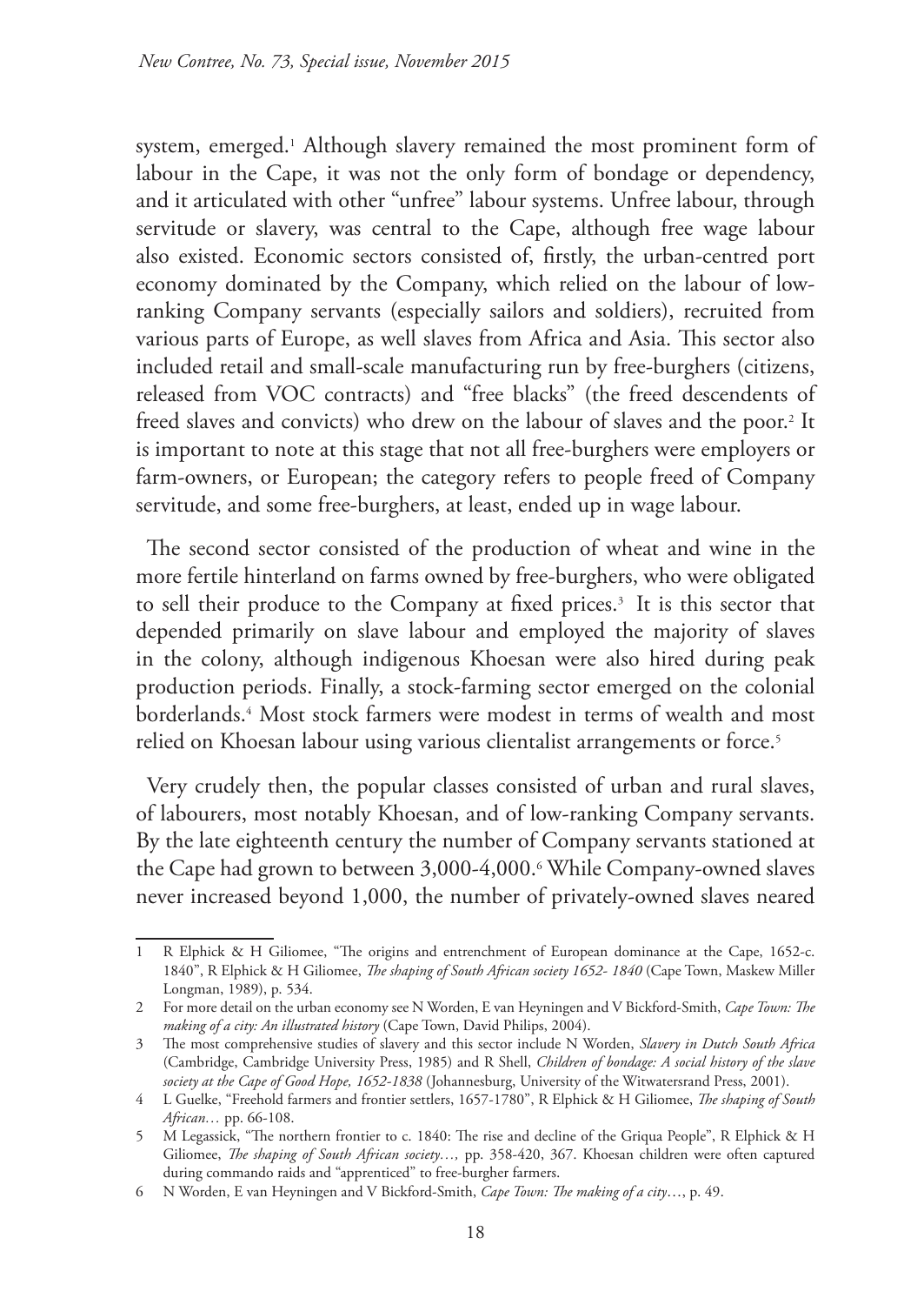system, emerged.[1] Although slavery remained the most prominent form of labour in the Cape, it was not the only form of bondage or dependency, and it articulated with other "unfree" labour systems. Unfree labour, through servitude or slavery, was central to the Cape, although free wage labour also existed. Economic sectors consisted of, firstly, the urban-centred port economy dominated by the Company, which relied on the labour of low-ranking Company servants (especially sailors and soldiers), recruited from various parts of Europe, as well slaves from Africa and Asia. This sector also included retail and small-scale manufacturing run by free-burghers (citizens, released from VOC contracts) and "free blacks" (the freed descendents of freed slaves and convicts) who drew on the labour of slaves and the poor.[2] It is important to note at this stage that not all free-burghers were employers or farm-owners, or European; the category refers to people freed of Company servitude, and some free-burghers, at least, ended up in wage labour.

The second sector consisted of the production of wheat and wine in the more fertile hinterland on farms owned by free-burghers, who were obligated to sell their produce to the Company at fixed prices.[3] It is this sector that depended primarily on slave labour and employed the majority of slaves in the colony, although indigenous Khoesan were also hired during peak production periods. Finally, a stock-farming sector emerged on the colonial borderlands.[4] Most stock farmers were modest in terms of wealth and most relied on Khoesan labour using various clientalist arrangements or force.[5]

Very crudely then, the popular classes consisted of urban and rural slaves, of labourers, most notably Khoesan, and of low-ranking Company servants. By the late eighteenth century the number of Company servants stationed at the Cape had grown to between 3,000-4,000.[6] While Company-owned slaves never increased beyond 1,000, the number of privately-owned slaves neared

---

1 R Elphick & H Giliomee, "The origins and entrenchment of European dominance at the Cape, 1652-c. 1840", R Elphick & H Giliomee, *The shaping of South African society 1652- 1840* (Cape Town, Maskew Miller Longman, 1989), p. 534.

2 For more detail on the urban economy see N Worden, E van Heyningen and V Bickford-Smith, *Cape Town: The making of a city: An illustrated history* (Cape Town, David Philips, 2004).

3 The most comprehensive studies of slavery and this sector include N Worden, *Slavery in Dutch South Africa* (Cambridge, Cambridge University Press, 1985) and R Shell, *Children of bondage: A social history of the slave society at the Cape of Good Hope, 1652-1838* (Johannesburg, University of the Witwatersrand Press, 2001).

4 L Guelke, "Freehold farmers and frontier settlers, 1657-1780", R Elphick & H Giliomee, *The shaping of South African…* pp. 66-108.

5 M Legassick, "The northern frontier to c. 1840: The rise and decline of the Griqua People", R Elphick & H Giliomee, *The shaping of South African society…,* pp. 358-420, 367. Khoesan children were often captured during commando raids and "apprenticed" to free-burgher farmers.

6 N Worden, E van Heyningen and V Bickford-Smith, *Cape Town: The making of a city*…, p. 49.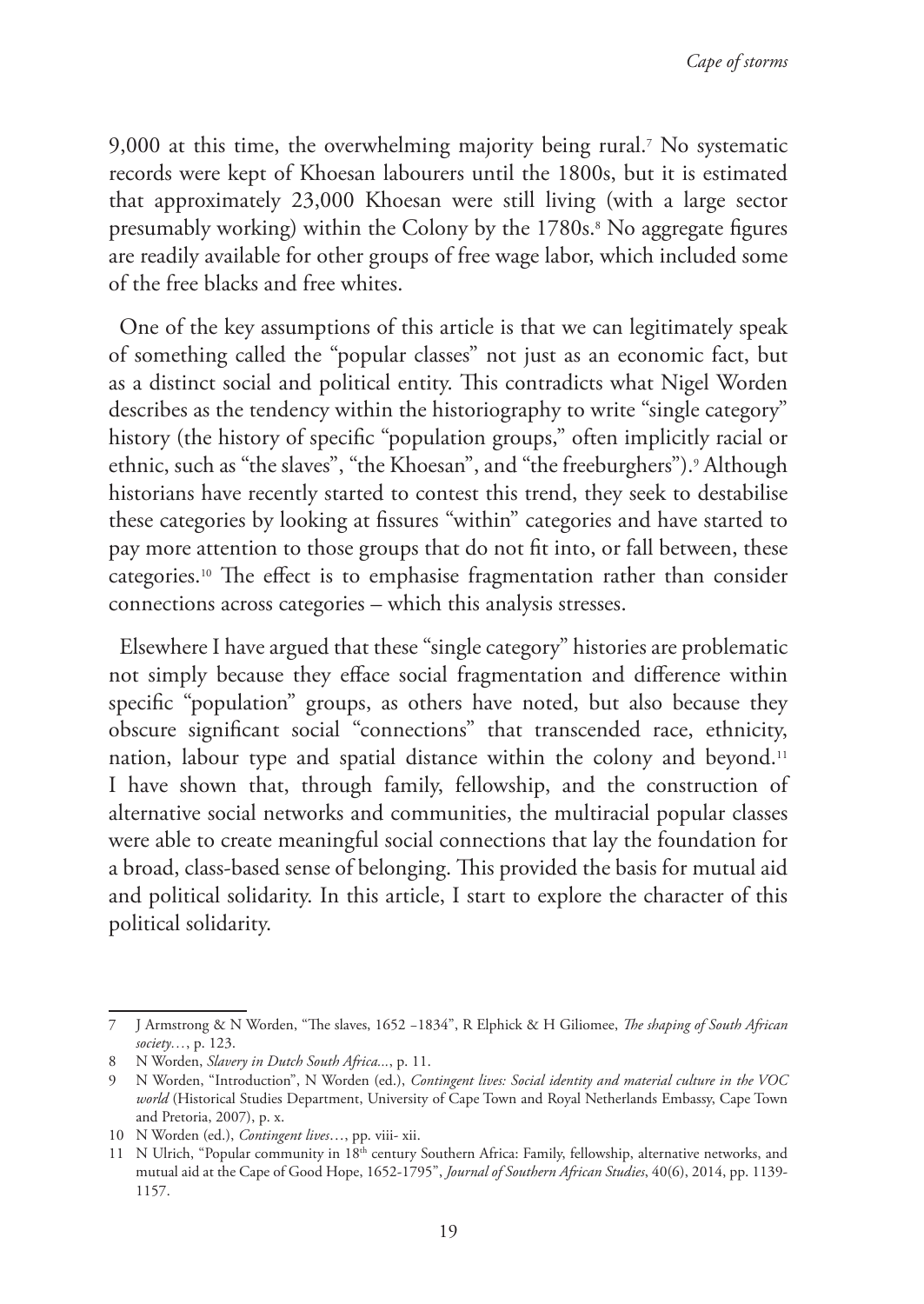9,000 at this time, the overwhelming majority being rural.[7] No systematic records were kept of Khoesan labourers until the 1800s, but it is estimated that approximately 23,000 Khoesan were still living (with a large sector presumably working) within the Colony by the 1780s.[8] No aggregate figures are readily available for other groups of free wage labor, which included some of the free blacks and free whites.

One of the key assumptions of this article is that we can legitimately speak of something called the "popular classes" not just as an economic fact, but as a distinct social and political entity. This contradicts what Nigel Worden describes as the tendency within the historiography to write "single category" history (the history of specific "population groups," often implicitly racial or ethnic, such as "the slaves", "the Khoesan", and "the freeburghers").[9] Although historians have recently started to contest this trend, they seek to destabilise these categories by looking at fissures "within" categories and have started to pay more attention to those groups that do not fit into, or fall between, these categories.[10] The effect is to emphasise fragmentation rather than consider connections across categories – which this analysis stresses.

Elsewhere I have argued that these "single category" histories are problematic not simply because they efface social fragmentation and difference within specific "population" groups, as others have noted, but also because they obscure significant social "connections" that transcended race, ethnicity, nation, labour type and spatial distance within the colony and beyond.[11] I have shown that, through family, fellowship, and the construction of alternative social networks and communities, the multiracial popular classes were able to create meaningful social connections that lay the foundation for a broad, class-based sense of belonging. This provided the basis for mutual aid and political solidarity. In this article, I start to explore the character of this political solidarity.

---

7 J Armstrong & N Worden, "The slaves, 1652 –1834", R Elphick & H Giliomee, *The shaping of South African society…*, p. 123.

8 N Worden, *Slavery in Dutch South Africa...*, p. 11.

9 N Worden, "Introduction", N Worden (ed.), *Contingent lives: Social identity and material culture in the VOC world* (Historical Studies Department, University of Cape Town and Royal Netherlands Embassy, Cape Town and Pretoria, 2007), p. x.

10 N Worden (ed.), *Contingent lives*…, pp. viii- xii.

11 N Ulrich, "Popular community in 18th century Southern Africa: Family, fellowship, alternative networks, and mutual aid at the Cape of Good Hope, 1652-1795", *Journal of Southern African Studies*, 40(6), 2014, pp. 1139-1157.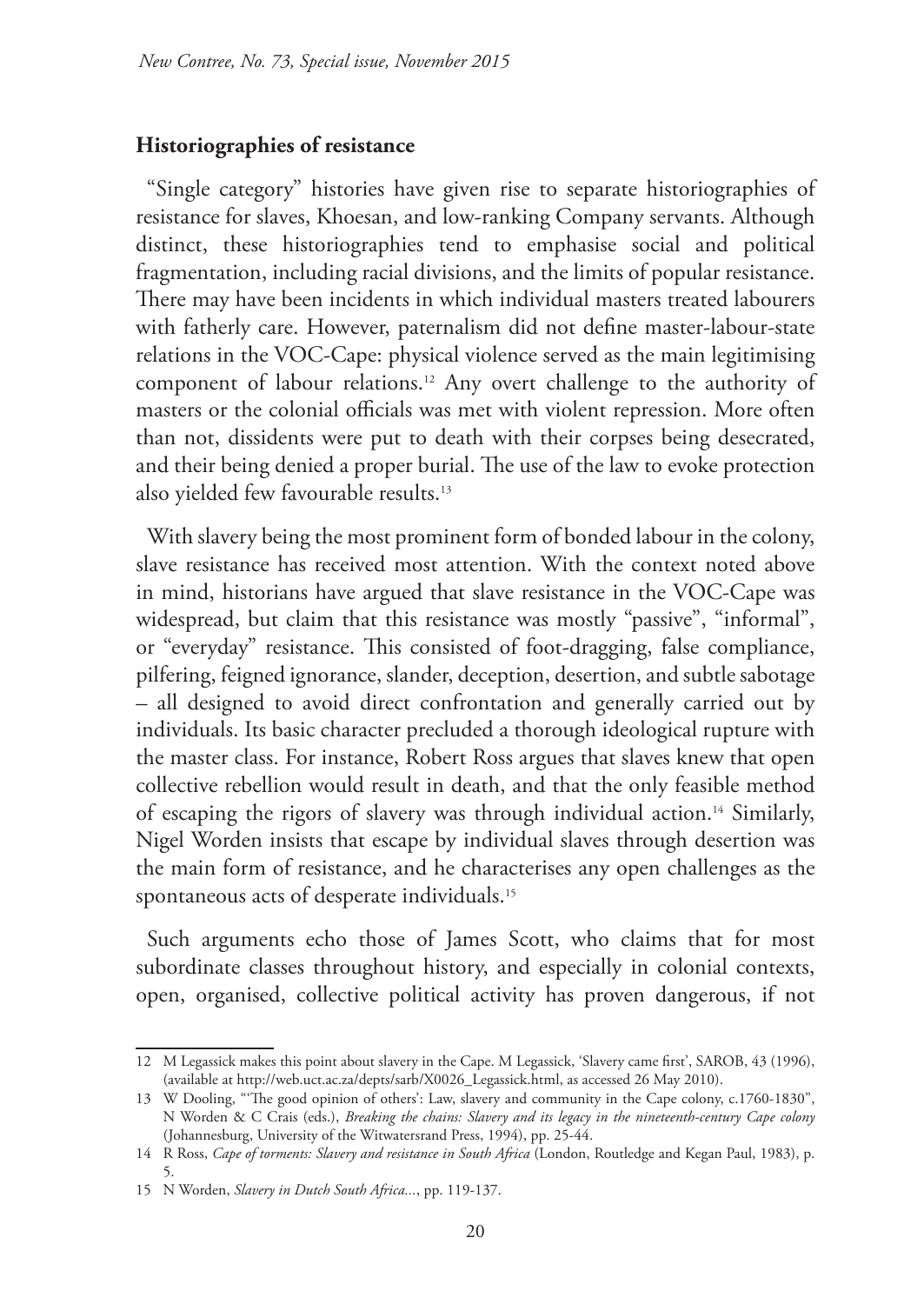## Historiographies of resistance

"Single category" histories have given rise to separate historiographies of resistance for slaves, Khoesan, and low-ranking Company servants. Although distinct, these historiographies tend to emphasise social and political fragmentation, including racial divisions, and the limits of popular resistance. There may have been incidents in which individual masters treated labourers with fatherly care. However, paternalism did not define master-labour-state relations in the VOC-Cape: physical violence served as the main legitimising component of labour relations.[12] Any overt challenge to the authority of masters or the colonial officials was met with violent repression. More often than not, dissidents were put to death with their corpses being desecrated, and their being denied a proper burial. The use of the law to evoke protection also yielded few favourable results.[13]

With slavery being the most prominent form of bonded labour in the colony, slave resistance has received most attention. With the context noted above in mind, historians have argued that slave resistance in the VOC-Cape was widespread, but claim that this resistance was mostly "passive", "informal", or "everyday" resistance. This consisted of foot-dragging, false compliance, pilfering, feigned ignorance, slander, deception, desertion, and subtle sabotage – all designed to avoid direct confrontation and generally carried out by individuals. Its basic character precluded a thorough ideological rupture with the master class. For instance, Robert Ross argues that slaves knew that open collective rebellion would result in death, and that the only feasible method of escaping the rigors of slavery was through individual action.[14] Similarly, Nigel Worden insists that escape by individual slaves through desertion was the main form of resistance, and he characterises any open challenges as the spontaneous acts of desperate individuals.[15]

Such arguments echo those of James Scott, who claims that for most subordinate classes throughout history, and especially in colonial contexts, open, organised, collective political activity has proven dangerous, if not

---

12 M Legassick makes this point about slavery in the Cape. M Legassick, 'Slavery came first', SAROB, 43 (1996), (available at http://web.uct.ac.za/depts/sarb/X0026_Legassick.html, as accessed 26 May 2010).

13 W Dooling, "'The good opinion of others': Law, slavery and community in the Cape colony, c.1760-1830", N Worden & C Crais (eds.), *Breaking the chains: Slavery and its legacy in the nineteenth-century Cape colony* (Johannesburg, University of the Witwatersrand Press, 1994), pp. 25-44.

14 R Ross, *Cape of torments: Slavery and resistance in South Africa* (London, Routledge and Kegan Paul, 1983), p. 5.

15 N Worden, *Slavery in Dutch South Africa...*, pp. 119-137.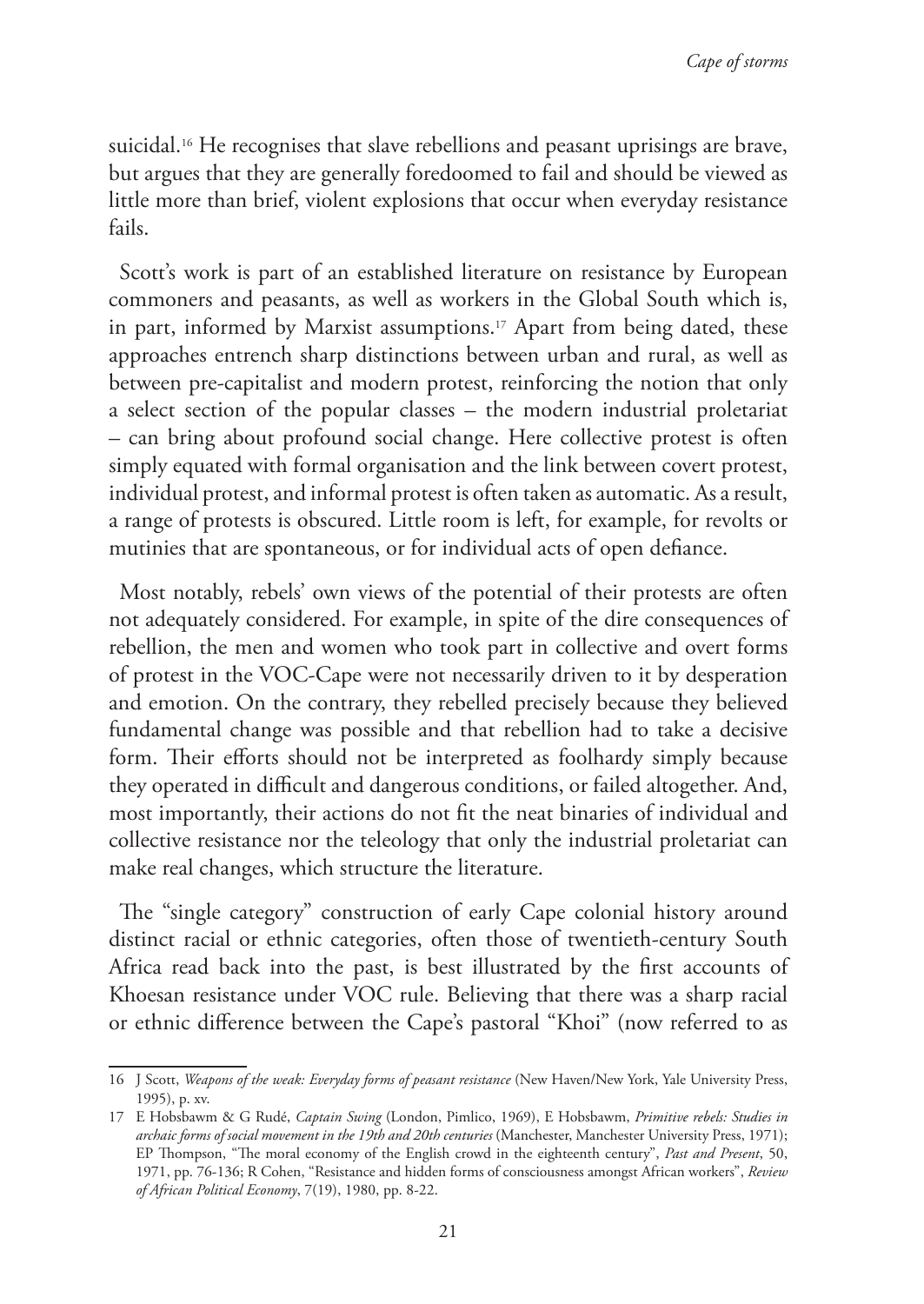suicidal.[16] He recognises that slave rebellions and peasant uprisings are brave, but argues that they are generally foredoomed to fail and should be viewed as little more than brief, violent explosions that occur when everyday resistance fails.

Scott's work is part of an established literature on resistance by European commoners and peasants, as well as workers in the Global South which is, in part, informed by Marxist assumptions.[17] Apart from being dated, these approaches entrench sharp distinctions between urban and rural, as well as between pre-capitalist and modern protest, reinforcing the notion that only a select section of the popular classes – the modern industrial proletariat – can bring about profound social change. Here collective protest is often simply equated with formal organisation and the link between covert protest, individual protest, and informal protest is often taken as automatic. As a result, a range of protests is obscured. Little room is left, for example, for revolts or mutinies that are spontaneous, or for individual acts of open defiance.

Most notably, rebels' own views of the potential of their protests are often not adequately considered. For example, in spite of the dire consequences of rebellion, the men and women who took part in collective and overt forms of protest in the VOC-Cape were not necessarily driven to it by desperation and emotion. On the contrary, they rebelled precisely because they believed fundamental change was possible and that rebellion had to take a decisive form. Their efforts should not be interpreted as foolhardy simply because they operated in difficult and dangerous conditions, or failed altogether. And, most importantly, their actions do not fit the neat binaries of individual and collective resistance nor the teleology that only the industrial proletariat can make real changes, which structure the literature.

The "single category" construction of early Cape colonial history around distinct racial or ethnic categories, often those of twentieth-century South Africa read back into the past, is best illustrated by the first accounts of Khoesan resistance under VOC rule. Believing that there was a sharp racial or ethnic difference between the Cape's pastoral "Khoi" (now referred to as

---

16 J Scott, *Weapons of the weak: Everyday forms of peasant resistance* (New Haven/New York, Yale University Press, 1995), p. xv.

17 E Hobsbawm & G Rudé, *Captain Swing* (London, Pimlico, 1969), E Hobsbawm, *Primitive rebels: Studies in archaic forms of social movement in the 19th and 20th centuries* (Manchester, Manchester University Press, 1971); EP Thompson, "The moral economy of the English crowd in the eighteenth century", *Past and Present*, 50, 1971, pp. 76-136; R Cohen, "Resistance and hidden forms of consciousness amongst African workers", *Review of African Political Economy*, 7(19), 1980, pp. 8-22.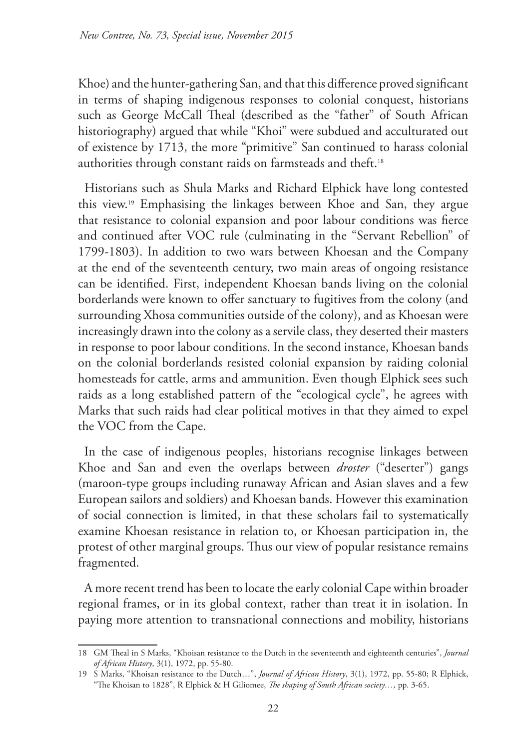Khoe) and the hunter-gathering San, and that this difference proved significant in terms of shaping indigenous responses to colonial conquest, historians such as George McCall Theal (described as the "father" of South African historiography) argued that while "Khoi" were subdued and acculturated out of existence by 1713, the more "primitive" San continued to harass colonial authorities through constant raids on farmsteads and theft.[18]

Historians such as Shula Marks and Richard Elphick have long contested this view.[19] Emphasising the linkages between Khoe and San, they argue that resistance to colonial expansion and poor labour conditions was fierce and continued after VOC rule (culminating in the "Servant Rebellion" of 1799-1803). In addition to two wars between Khoesan and the Company at the end of the seventeenth century, two main areas of ongoing resistance can be identified. First, independent Khoesan bands living on the colonial borderlands were known to offer sanctuary to fugitives from the colony (and surrounding Xhosa communities outside of the colony), and as Khoesan were increasingly drawn into the colony as a servile class, they deserted their masters in response to poor labour conditions. In the second instance, Khoesan bands on the colonial borderlands resisted colonial expansion by raiding colonial homesteads for cattle, arms and ammunition. Even though Elphick sees such raids as a long established pattern of the "ecological cycle", he agrees with Marks that such raids had clear political motives in that they aimed to expel the VOC from the Cape.

In the case of indigenous peoples, historians recognise linkages between Khoe and San and even the overlaps between *droster* ("deserter") gangs (maroon-type groups including runaway African and Asian slaves and a few European sailors and soldiers) and Khoesan bands. However this examination of social connection is limited, in that these scholars fail to systematically examine Khoesan resistance in relation to, or Khoesan participation in, the protest of other marginal groups. Thus our view of popular resistance remains fragmented.

A more recent trend has been to locate the early colonial Cape within broader regional frames, or in its global context, rather than treat it in isolation. In paying more attention to transnational connections and mobility, historians

---

18 GM Theal in S Marks, "Khoisan resistance to the Dutch in the seventeenth and eighteenth centuries", *Journal of African History*, 3(1), 1972, pp. 55-80.

19 S Marks, "Khoisan resistance to the Dutch…", *Journal of African History*, 3(1), 1972, pp. 55-80; R Elphick, "The Khoisan to 1828", R Elphick & H Giliomee, *The shaping of South African society…,* pp. 3-65.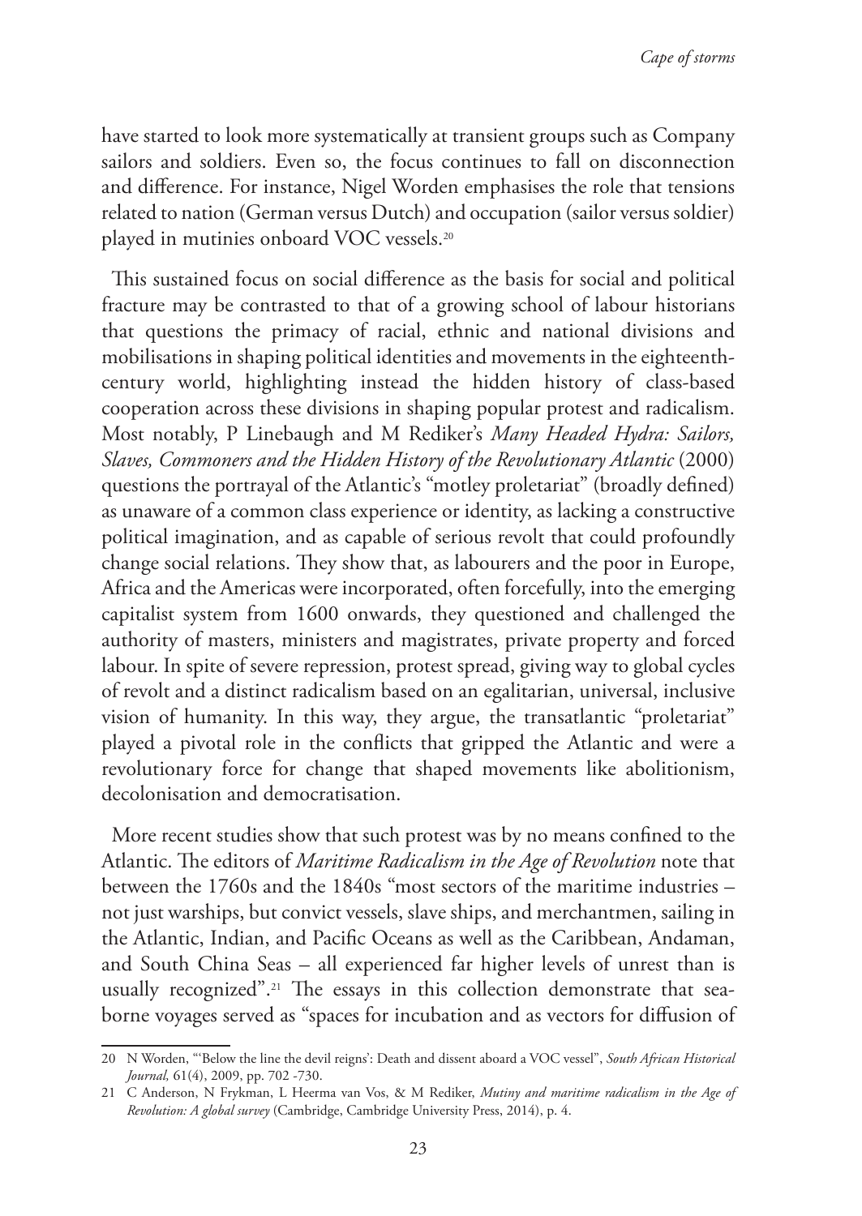have started to look more systematically at transient groups such as Company sailors and soldiers. Even so, the focus continues to fall on disconnection and difference. For instance, Nigel Worden emphasises the role that tensions related to nation (German versus Dutch) and occupation (sailor versus soldier) played in mutinies onboard VOC vessels.[20]

This sustained focus on social difference as the basis for social and political fracture may be contrasted to that of a growing school of labour historians that questions the primacy of racial, ethnic and national divisions and mobilisations in shaping political identities and movements in the eighteenth-century world, highlighting instead the hidden history of class-based cooperation across these divisions in shaping popular protest and radicalism. Most notably, P Linebaugh and M Rediker's *Many Headed Hydra: Sailors, Slaves, Commoners and the Hidden History of the Revolutionary Atlantic* (2000) questions the portrayal of the Atlantic's "motley proletariat" (broadly defined) as unaware of a common class experience or identity, as lacking a constructive political imagination, and as capable of serious revolt that could profoundly change social relations. They show that, as labourers and the poor in Europe, Africa and the Americas were incorporated, often forcefully, into the emerging capitalist system from 1600 onwards, they questioned and challenged the authority of masters, ministers and magistrates, private property and forced labour. In spite of severe repression, protest spread, giving way to global cycles of revolt and a distinct radicalism based on an egalitarian, universal, inclusive vision of humanity. In this way, they argue, the transatlantic "proletariat" played a pivotal role in the conflicts that gripped the Atlantic and were a revolutionary force for change that shaped movements like abolitionism, decolonisation and democratisation.

More recent studies show that such protest was by no means confined to the Atlantic. The editors of *Maritime Radicalism in the Age of Revolution* note that between the 1760s and the 1840s "most sectors of the maritime industries – not just warships, but convict vessels, slave ships, and merchantmen, sailing in the Atlantic, Indian, and Pacific Oceans as well as the Caribbean, Andaman, and South China Seas – all experienced far higher levels of unrest than is usually recognized".[21] The essays in this collection demonstrate that sea-borne voyages served as "spaces for incubation and as vectors for diffusion of

---

20 N Worden, "'Below the line the devil reigns': Death and dissent aboard a VOC vessel", *South African Historical Journal,* 61(4), 2009, pp. 702 -730.

21 C Anderson, N Frykman, L Heerma van Vos, & M Rediker, *Mutiny and maritime radicalism in the Age of Revolution: A global survey* (Cambridge, Cambridge University Press, 2014), p. 4.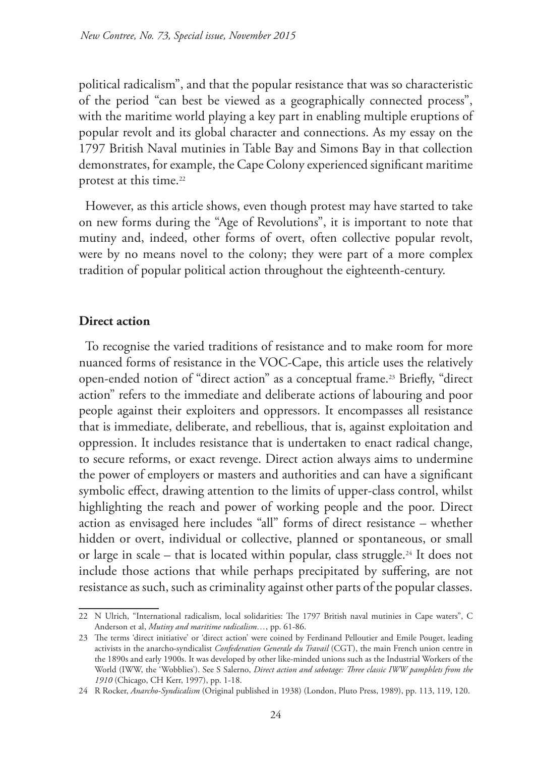political radicalism", and that the popular resistance that was so characteristic of the period "can best be viewed as a geographically connected process", with the maritime world playing a key part in enabling multiple eruptions of popular revolt and its global character and connections. As my essay on the 1797 British Naval mutinies in Table Bay and Simons Bay in that collection demonstrates, for example, the Cape Colony experienced significant maritime protest at this time.[22]

However, as this article shows, even though protest may have started to take on new forms during the "Age of Revolutions", it is important to note that mutiny and, indeed, other forms of overt, often collective popular revolt, were by no means novel to the colony; they were part of a more complex tradition of popular political action throughout the eighteenth-century.

## Direct action

To recognise the varied traditions of resistance and to make room for more nuanced forms of resistance in the VOC-Cape, this article uses the relatively open-ended notion of "direct action" as a conceptual frame.[23] Briefly, "direct action" refers to the immediate and deliberate actions of labouring and poor people against their exploiters and oppressors. It encompasses all resistance that is immediate, deliberate, and rebellious, that is, against exploitation and oppression. It includes resistance that is undertaken to enact radical change, to secure reforms, or exact revenge. Direct action always aims to undermine the power of employers or masters and authorities and can have a significant symbolic effect, drawing attention to the limits of upper-class control, whilst highlighting the reach and power of working people and the poor. Direct action as envisaged here includes "all" forms of direct resistance – whether hidden or overt, individual or collective, planned or spontaneous, or small or large in scale – that is located within popular, class struggle.[24] It does not include those actions that while perhaps precipitated by suffering, are not resistance as such, such as criminality against other parts of the popular classes.

---

22 N Ulrich, "International radicalism, local solidarities: The 1797 British naval mutinies in Cape waters", C Anderson et al, *Mutiny and maritime radicalism…*, pp. 61-86.

23 The terms 'direct initiative' or 'direct action' were coined by Ferdinand Pelloutier and Emile Pouget, leading activists in the anarcho-syndicalist *Confederation Generale du Travail* (CGT), the main French union centre in the 1890s and early 1900s. It was developed by other like-minded unions such as the Industrial Workers of the World (IWW, the 'Wobblies'). See S Salerno, *Direct action and sabotage: Three classic IWW pamphlets from the 1910* (Chicago, CH Kerr, 1997), pp. 1-18.

24 R Rocker, *Anarcho-Syndicalism* (Original published in 1938) (London, Pluto Press, 1989), pp. 113, 119, 120.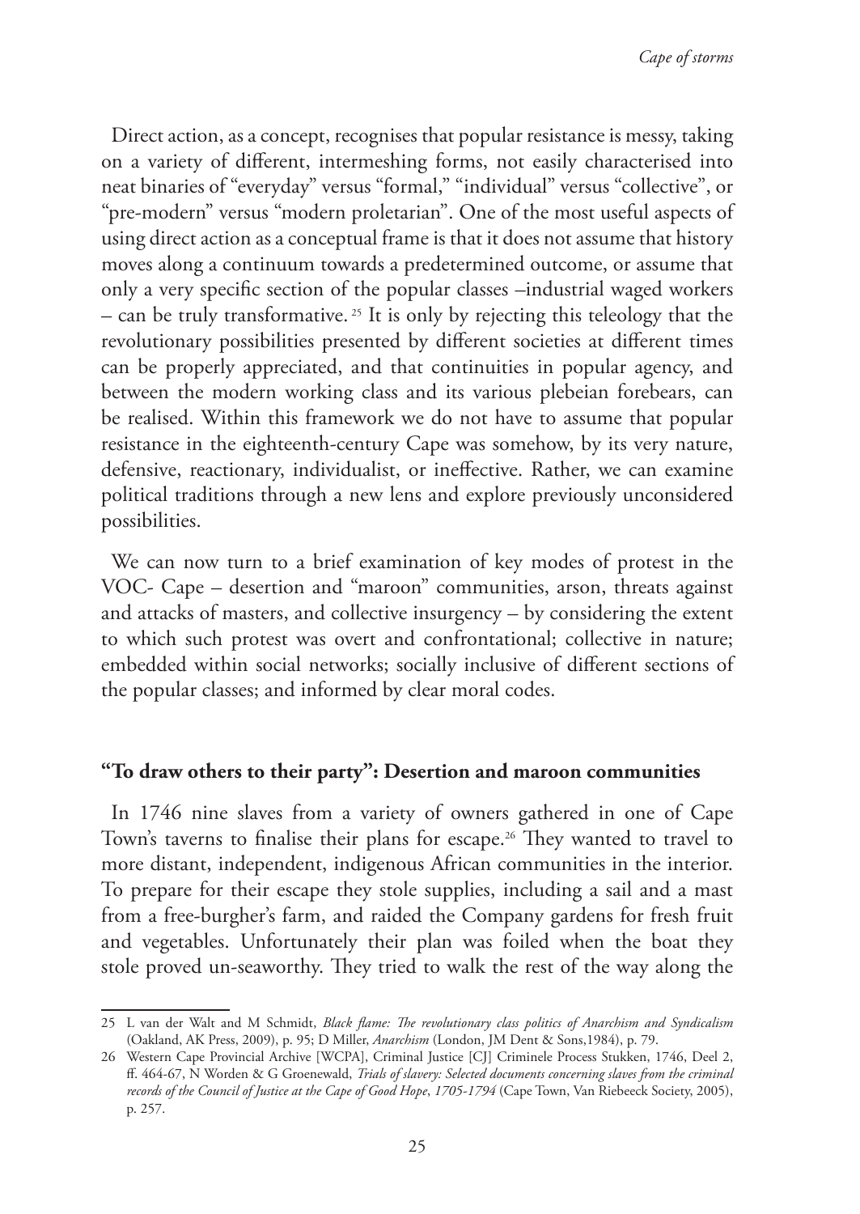Direct action, as a concept, recognises that popular resistance is messy, taking on a variety of different, intermeshing forms, not easily characterised into neat binaries of "everyday" versus "formal," "individual" versus "collective", or "pre-modern" versus "modern proletarian". One of the most useful aspects of using direct action as a conceptual frame is that it does not assume that history moves along a continuum towards a predetermined outcome, or assume that only a very specific section of the popular classes –industrial waged workers – can be truly transformative. [25] It is only by rejecting this teleology that the revolutionary possibilities presented by different societies at different times can be properly appreciated, and that continuities in popular agency, and between the modern working class and its various plebeian forebears, can be realised. Within this framework we do not have to assume that popular resistance in the eighteenth-century Cape was somehow, by its very nature, defensive, reactionary, individualist, or ineffective. Rather, we can examine political traditions through a new lens and explore previously unconsidered possibilities.

We can now turn to a brief examination of key modes of protest in the VOC- Cape – desertion and "maroon" communities, arson, threats against and attacks of masters, and collective insurgency – by considering the extent to which such protest was overt and confrontational; collective in nature; embedded within social networks; socially inclusive of different sections of the popular classes; and informed by clear moral codes.

## "To draw others to their party": Desertion and maroon communities

In 1746 nine slaves from a variety of owners gathered in one of Cape Town's taverns to finalise their plans for escape.[26] They wanted to travel to more distant, independent, indigenous African communities in the interior. To prepare for their escape they stole supplies, including a sail and a mast from a free-burgher's farm, and raided the Company gardens for fresh fruit and vegetables. Unfortunately their plan was foiled when the boat they stole proved un-seaworthy. They tried to walk the rest of the way along the

---

25 L van der Walt and M Schmidt, *Black flame: The revolutionary class politics of Anarchism and Syndicalism* (Oakland, AK Press, 2009), p. 95; D Miller, *Anarchism* (London, JM Dent & Sons,1984), p. 79.

26 Western Cape Provincial Archive [WCPA], Criminal Justice [CJ] Criminele Process Stukken, 1746, Deel 2, ff. 464-67, N Worden & G Groenewald, *Trials of slavery: Selected documents concerning slaves from the criminal records of the Council of Justice at the Cape of Good Hope*, *1705-1794* (Cape Town, Van Riebeeck Society, 2005), p. 257.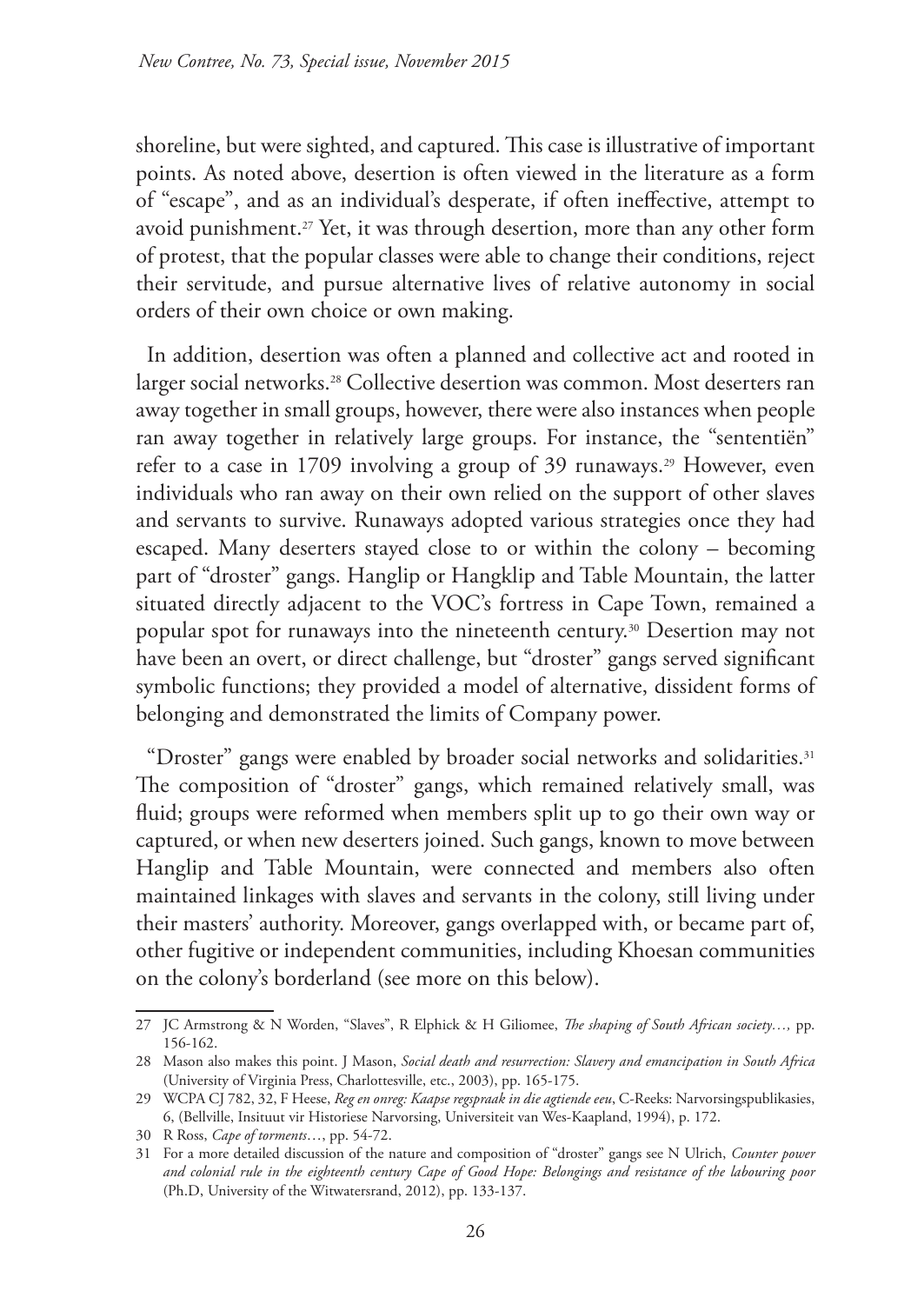shoreline, but were sighted, and captured. This case is illustrative of important points. As noted above, desertion is often viewed in the literature as a form of "escape", and as an individual's desperate, if often ineffective, attempt to avoid punishment.[27] Yet, it was through desertion, more than any other form of protest, that the popular classes were able to change their conditions, reject their servitude, and pursue alternative lives of relative autonomy in social orders of their own choice or own making.

In addition, desertion was often a planned and collective act and rooted in larger social networks.[28] Collective desertion was common. Most deserters ran away together in small groups, however, there were also instances when people ran away together in relatively large groups. For instance, the "sententiën" refer to a case in 1709 involving a group of 39 runaways.[29] However, even individuals who ran away on their own relied on the support of other slaves and servants to survive. Runaways adopted various strategies once they had escaped. Many deserters stayed close to or within the colony – becoming part of "droster" gangs. Hanglip or Hangklip and Table Mountain, the latter situated directly adjacent to the VOC's fortress in Cape Town, remained a popular spot for runaways into the nineteenth century.[30] Desertion may not have been an overt, or direct challenge, but "droster" gangs served significant symbolic functions; they provided a model of alternative, dissident forms of belonging and demonstrated the limits of Company power.

"Droster" gangs were enabled by broader social networks and solidarities.[31] The composition of "droster" gangs, which remained relatively small, was fluid; groups were reformed when members split up to go their own way or captured, or when new deserters joined. Such gangs, known to move between Hanglip and Table Mountain, were connected and members also often maintained linkages with slaves and servants in the colony, still living under their masters' authority. Moreover, gangs overlapped with, or became part of, other fugitive or independent communities, including Khoesan communities on the colony's borderland (see more on this below).

---

27 JC Armstrong & N Worden, "Slaves", R Elphick & H Giliomee, *The shaping of South African society…,* pp. 156-162.

28 Mason also makes this point. J Mason, *Social death and resurrection: Slavery and emancipation in South Africa* (University of Virginia Press, Charlottesville, etc., 2003), pp. 165-175.

29 WCPA CJ 782, 32, F Heese, *Reg en onreg: Kaapse regspraak in die agtiende eeu*, C-Reeks: Narvorsingspublikasies, 6, (Bellville, Insituut vir Historiese Narvorsing, Universiteit van Wes-Kaapland, 1994), p. 172.

30 R Ross, *Cape of torments*…, pp. 54-72.

31 For a more detailed discussion of the nature and composition of "droster" gangs see N Ulrich, *Counter power and colonial rule in the eighteenth century Cape of Good Hope: Belongings and resistance of the labouring poor* (Ph.D, University of the Witwatersrand, 2012), pp. 133-137.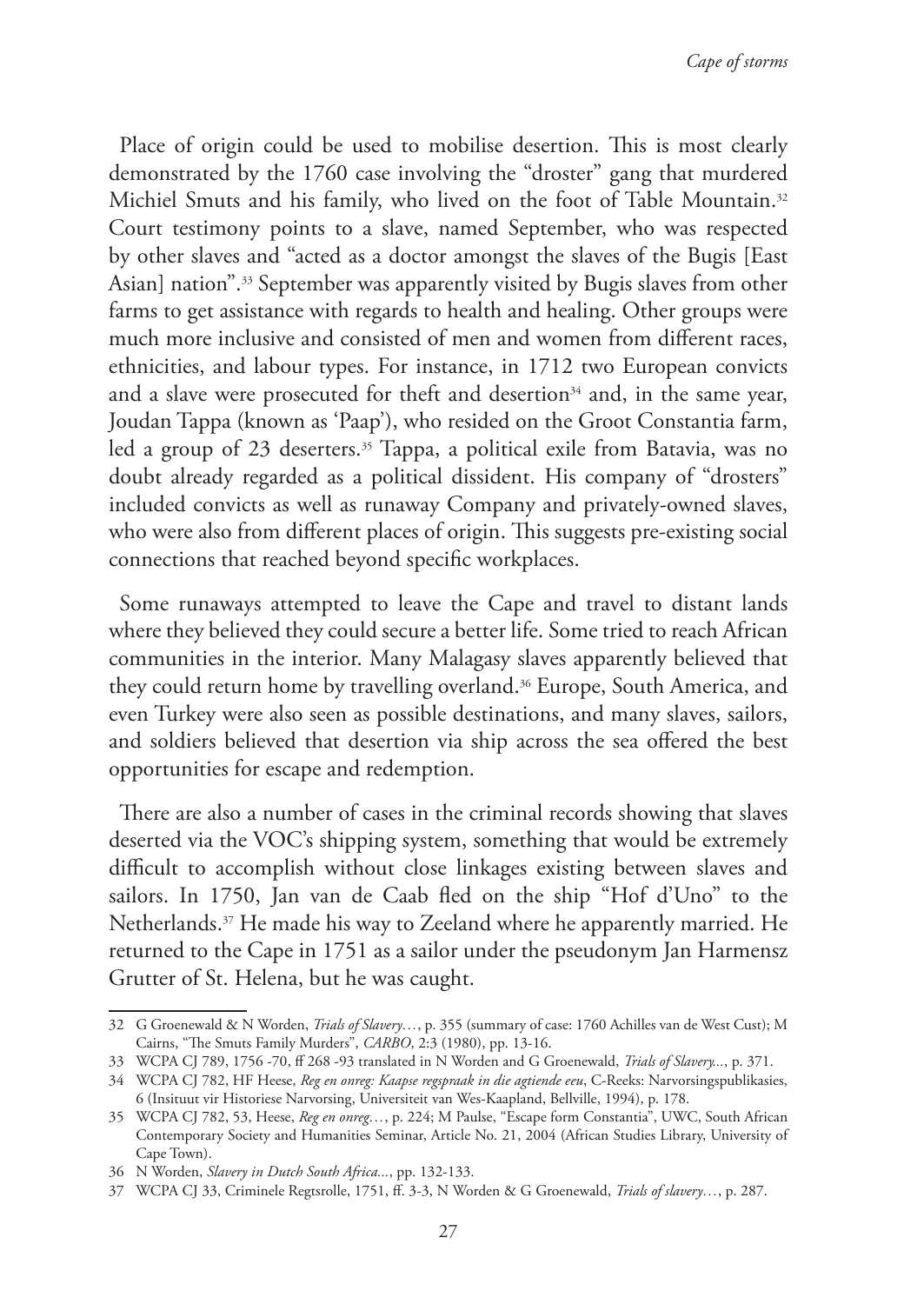Place of origin could be used to mobilise desertion. This is most clearly demonstrated by the 1760 case involving the "droster" gang that murdered Michiel Smuts and his family, who lived on the foot of Table Mountain.[32] Court testimony points to a slave, named September, who was respected by other slaves and "acted as a doctor amongst the slaves of the Bugis [East Asian] nation".[33] September was apparently visited by Bugis slaves from other farms to get assistance with regards to health and healing. Other groups were much more inclusive and consisted of men and women from different races, ethnicities, and labour types. For instance, in 1712 two European convicts and a slave were prosecuted for theft and desertion[34] and, in the same year, Joudan Tappa (known as 'Paap'), who resided on the Groot Constantia farm, led a group of 23 deserters.[35] Tappa, a political exile from Batavia, was no doubt already regarded as a political dissident. His company of "drosters" included convicts as well as runaway Company and privately-owned slaves, who were also from different places of origin. This suggests pre-existing social connections that reached beyond specific workplaces.

Some runaways attempted to leave the Cape and travel to distant lands where they believed they could secure a better life. Some tried to reach African communities in the interior. Many Malagasy slaves apparently believed that they could return home by travelling overland.[36] Europe, South America, and even Turkey were also seen as possible destinations, and many slaves, sailors, and soldiers believed that desertion via ship across the sea offered the best opportunities for escape and redemption.

There are also a number of cases in the criminal records showing that slaves deserted via the VOC's shipping system, something that would be extremely difficult to accomplish without close linkages existing between slaves and sailors. In 1750, Jan van de Caab fled on the ship "Hof d'Uno" to the Netherlands.[37] He made his way to Zeeland where he apparently married. He returned to the Cape in 1751 as a sailor under the pseudonym Jan Harmensz Grutter of St. Helena, but he was caught.

---

32 G Groenewald & N Worden, *Trials of Slavery…*, p. 355 (summary of case: 1760 Achilles van de West Cust); M Cairns, "The Smuts Family Murders", *CARBO*, 2:3 (1980), pp. 13-16.

33 WCPA CJ 789, 1756 -70, ff 268 -93 translated in N Worden and G Groenewald, *Trials of Slavery...*, p. 371.

34 WCPA CJ 782, HF Heese, *Reg en onreg: Kaapse regspraak in die agtiende eeu*, C-Reeks: Narvorsingspublikasies, 6 (Insituut vir Historiese Narvorsing, Universiteit van Wes-Kaapland, Bellville, 1994), p. 178.

35 WCPA CJ 782, 53, Heese, *Reg en onreg…*, p. 224; M Paulse, "Escape form Constantia", UWC, South African Contemporary Society and Humanities Seminar, Article No. 21, 2004 (African Studies Library, University of Cape Town).

36 N Worden, *Slavery in Dutch South Africa...*, pp. 132-133.

37 WCPA CJ 33, Criminele Regtsrolle, 1751, ff. 3-3, N Worden & G Groenewald, *Trials of slavery…*, p. 287.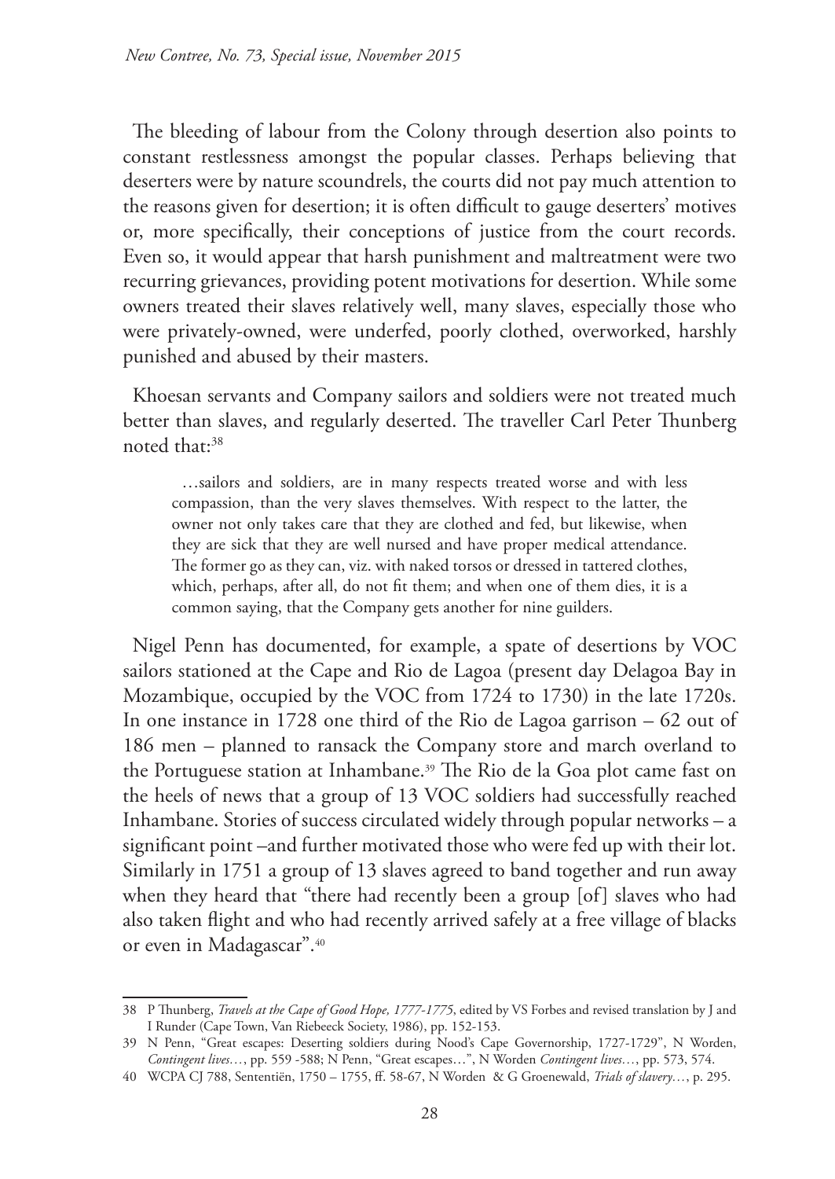The bleeding of labour from the Colony through desertion also points to constant restlessness amongst the popular classes. Perhaps believing that deserters were by nature scoundrels, the courts did not pay much attention to the reasons given for desertion; it is often difficult to gauge deserters' motives or, more specifically, their conceptions of justice from the court records. Even so, it would appear that harsh punishment and maltreatment were two recurring grievances, providing potent motivations for desertion. While some owners treated their slaves relatively well, many slaves, especially those who were privately-owned, were underfed, poorly clothed, overworked, harshly punished and abused by their masters.

Khoesan servants and Company sailors and soldiers were not treated much better than slaves, and regularly deserted. The traveller Carl Peter Thunberg noted that:[38]

> …sailors and soldiers, are in many respects treated worse and with less compassion, than the very slaves themselves. With respect to the latter, the owner not only takes care that they are clothed and fed, but likewise, when they are sick that they are well nursed and have proper medical attendance. The former go as they can, viz. with naked torsos or dressed in tattered clothes, which, perhaps, after all, do not fit them; and when one of them dies, it is a common saying, that the Company gets another for nine guilders.

Nigel Penn has documented, for example, a spate of desertions by VOC sailors stationed at the Cape and Rio de Lagoa (present day Delagoa Bay in Mozambique, occupied by the VOC from 1724 to 1730) in the late 1720s. In one instance in 1728 one third of the Rio de Lagoa garrison – 62 out of 186 men – planned to ransack the Company store and march overland to the Portuguese station at Inhambane.[39] The Rio de la Goa plot came fast on the heels of news that a group of 13 VOC soldiers had successfully reached Inhambane. Stories of success circulated widely through popular networks – a significant point –and further motivated those who were fed up with their lot. Similarly in 1751 a group of 13 slaves agreed to band together and run away when they heard that "there had recently been a group [of] slaves who had also taken flight and who had recently arrived safely at a free village of blacks or even in Madagascar".[40]

---

38 P Thunberg, *Travels at the Cape of Good Hope, 1777-1775*, edited by VS Forbes and revised translation by J and I Runder (Cape Town, Van Riebeeck Society, 1986), pp. 152-153.

39 N Penn, "Great escapes: Deserting soldiers during Nood's Cape Governorship, 1727-1729", N Worden, *Contingent lives…*, pp. 559 -588; N Penn, "Great escapes…", N Worden *Contingent lives…*, pp. 573, 574.

40 WCPA CJ 788, Sententiën, 1750 – 1755, ff. 58-67, N Worden & G Groenewald, *Trials of slavery…*, p. 295.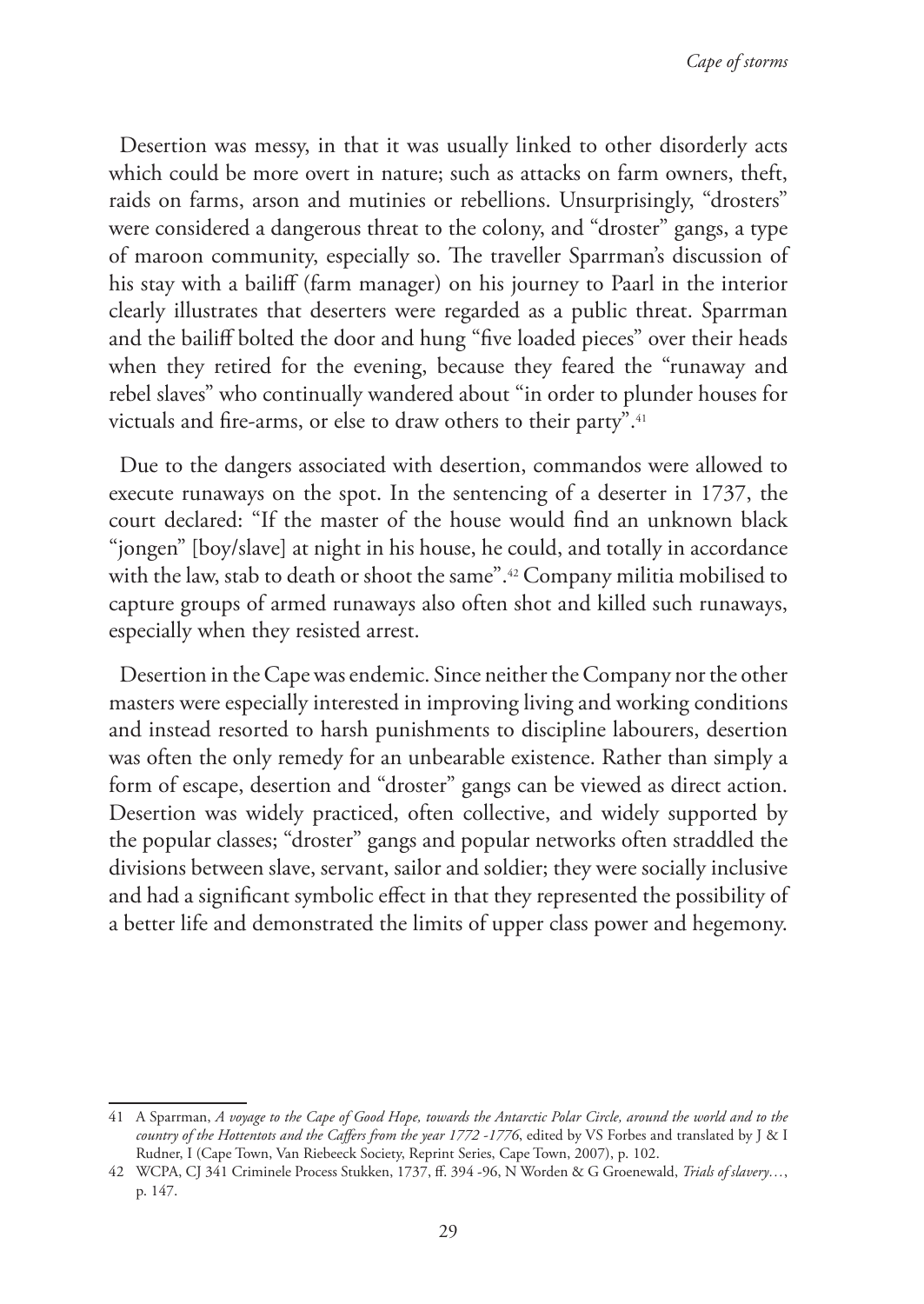Desertion was messy, in that it was usually linked to other disorderly acts which could be more overt in nature; such as attacks on farm owners, theft, raids on farms, arson and mutinies or rebellions. Unsurprisingly, "drosters" were considered a dangerous threat to the colony, and "droster" gangs, a type of maroon community, especially so. The traveller Sparrman's discussion of his stay with a bailiff (farm manager) on his journey to Paarl in the interior clearly illustrates that deserters were regarded as a public threat. Sparrman and the bailiff bolted the door and hung "five loaded pieces" over their heads when they retired for the evening, because they feared the "runaway and rebel slaves" who continually wandered about "in order to plunder houses for victuals and fire-arms, or else to draw others to their party".[41]

Due to the dangers associated with desertion, commandos were allowed to execute runaways on the spot. In the sentencing of a deserter in 1737, the court declared: "If the master of the house would find an unknown black "jongen" [boy/slave] at night in his house, he could, and totally in accordance with the law, stab to death or shoot the same".[42] Company militia mobilised to capture groups of armed runaways also often shot and killed such runaways, especially when they resisted arrest.

Desertion in the Cape was endemic. Since neither the Company nor the other masters were especially interested in improving living and working conditions and instead resorted to harsh punishments to discipline labourers, desertion was often the only remedy for an unbearable existence. Rather than simply a form of escape, desertion and "droster" gangs can be viewed as direct action. Desertion was widely practiced, often collective, and widely supported by the popular classes; "droster" gangs and popular networks often straddled the divisions between slave, servant, sailor and soldier; they were socially inclusive and had a significant symbolic effect in that they represented the possibility of a better life and demonstrated the limits of upper class power and hegemony.

---

41 A Sparrman, *A voyage to the Cape of Good Hope, towards the Antarctic Polar Circle, around the world and to the country of the Hottentots and the Caffers from the year 1772 -1776*, edited by VS Forbes and translated by J & I Rudner, I (Cape Town, Van Riebeeck Society, Reprint Series, Cape Town, 2007), p. 102.

42 WCPA, CJ 341 Criminele Process Stukken, 1737, ff. 394 -96, N Worden & G Groenewald, *Trials of slavery…*, p. 147.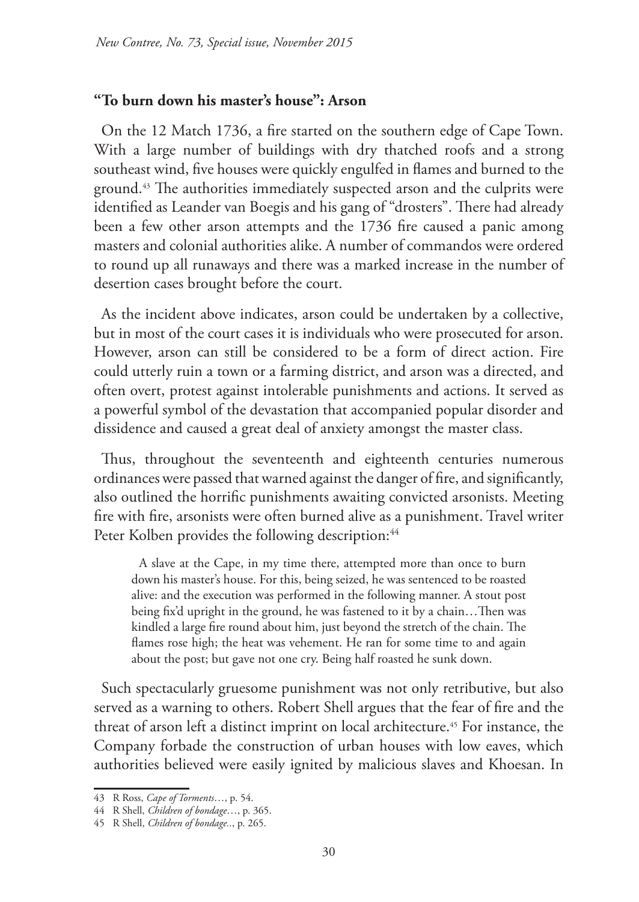### **"To burn down his master's house": Arson**

On the 12 Match 1736, a fire started on the southern edge of Cape Town. With a large number of buildings with dry thatched roofs and a strong southeast wind, five houses were quickly engulfed in flames and burned to the ground.[43] The authorities immediately suspected arson and the culprits were identified as Leander van Boegis and his gang of "drosters". There had already been a few other arson attempts and the 1736 fire caused a panic among masters and colonial authorities alike. A number of commandos were ordered to round up all runaways and there was a marked increase in the number of desertion cases brought before the court.

As the incident above indicates, arson could be undertaken by a collective, but in most of the court cases it is individuals who were prosecuted for arson. However, arson can still be considered to be a form of direct action. Fire could utterly ruin a town or a farming district, and arson was a directed, and often overt, protest against intolerable punishments and actions. It served as a powerful symbol of the devastation that accompanied popular disorder and dissidence and caused a great deal of anxiety amongst the master class.

Thus, throughout the seventeenth and eighteenth centuries numerous ordinances were passed that warned against the danger of fire, and significantly, also outlined the horrific punishments awaiting convicted arsonists. Meeting fire with fire, arsonists were often burned alive as a punishment. Travel writer Peter Kolben provides the following description:[44]

> A slave at the Cape, in my time there, attempted more than once to burn down his master's house. For this, being seized, he was sentenced to be roasted alive: and the execution was performed in the following manner. A stout post being fix'd upright in the ground, he was fastened to it by a chain…Then was kindled a large fire round about him, just beyond the stretch of the chain. The flames rose high; the heat was vehement. He ran for some time to and again about the post; but gave not one cry. Being half roasted he sunk down.

Such spectacularly gruesome punishment was not only retributive, but also served as a warning to others. Robert Shell argues that the fear of fire and the threat of arson left a distinct imprint on local architecture.[45] For instance, the Company forbade the construction of urban houses with low eaves, which authorities believed were easily ignited by malicious slaves and Khoesan. In

---

43 R Ross, *Cape of Torments*…, p. 54.

44 R Shell, *Children of bondage*…, p. 365.

45 R Shell, *Children of bondage..*, p. 265.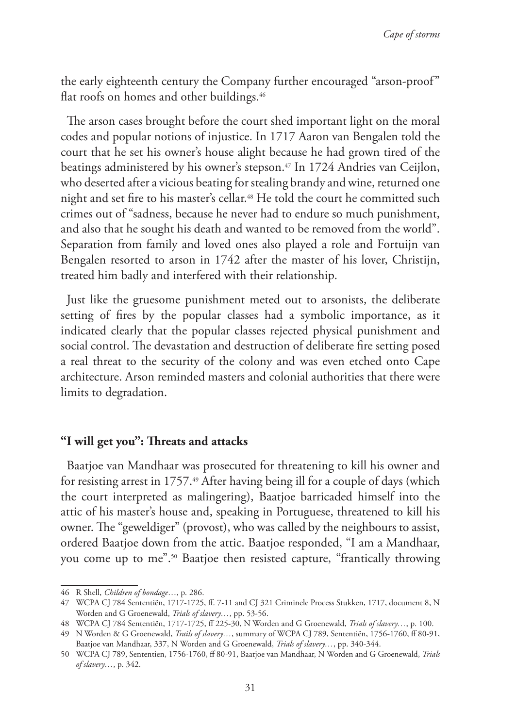the early eighteenth century the Company further encouraged "arson-proof" flat roofs on homes and other buildings.[46]

The arson cases brought before the court shed important light on the moral codes and popular notions of injustice. In 1717 Aaron van Bengalen told the court that he set his owner's house alight because he had grown tired of the beatings administered by his owner's stepson.[47] In 1724 Andries van Ceijlon, who deserted after a vicious beating for stealing brandy and wine, returned one night and set fire to his master's cellar.[48] He told the court he committed such crimes out of "sadness, because he never had to endure so much punishment, and also that he sought his death and wanted to be removed from the world". Separation from family and loved ones also played a role and Fortuijn van Bengalen resorted to arson in 1742 after the master of his lover, Christijn, treated him badly and interfered with their relationship.

Just like the gruesome punishment meted out to arsonists, the deliberate setting of fires by the popular classes had a symbolic importance, as it indicated clearly that the popular classes rejected physical punishment and social control. The devastation and destruction of deliberate fire setting posed a real threat to the security of the colony and was even etched onto Cape architecture. Arson reminded masters and colonial authorities that there were limits to degradation.

### "I will get you": Threats and attacks

Baatjoe van Mandhaar was prosecuted for threatening to kill his owner and for resisting arrest in 1757.[49] After having being ill for a couple of days (which the court interpreted as malingering), Baatjoe barricaded himself into the attic of his master's house and, speaking in Portuguese, threatened to kill his owner. The "geweldiger" (provost), who was called by the neighbours to assist, ordered Baatjoe down from the attic. Baatjoe responded, "I am a Mandhaar, you come up to me".[50] Baatjoe then resisted capture, "frantically throwing

---

46 R Shell, *Children of bondage*…, p. 286.

47 WCPA CJ 784 Sententiën, 1717-1725, ff. 7-11 and CJ 321 Criminele Process Stukken, 1717, document 8, N Worden and G Groenewald, *Trials of slavery*…, pp. 53-56.

48 WCPA CJ 784 Sententiën, 1717-1725, ff 225-30, N Worden and G Groenewald, *Trials of slavery*…, p. 100.

49 N Worden & G Groenewald, *Trails of slavery*…, summary of WCPA CJ 789, Sententiën, 1756-1760, ff 80-91, Baatjoe van Mandhaar, 337, N Worden and G Groenewald, *Trials of slavery*…, pp. 340-344.

50 WCPA CJ 789, Sententien, 1756-1760, ff 80-91, Baatjoe van Mandhaar, N Worden and G Groenewald, *Trials of slavery*…, p. 342.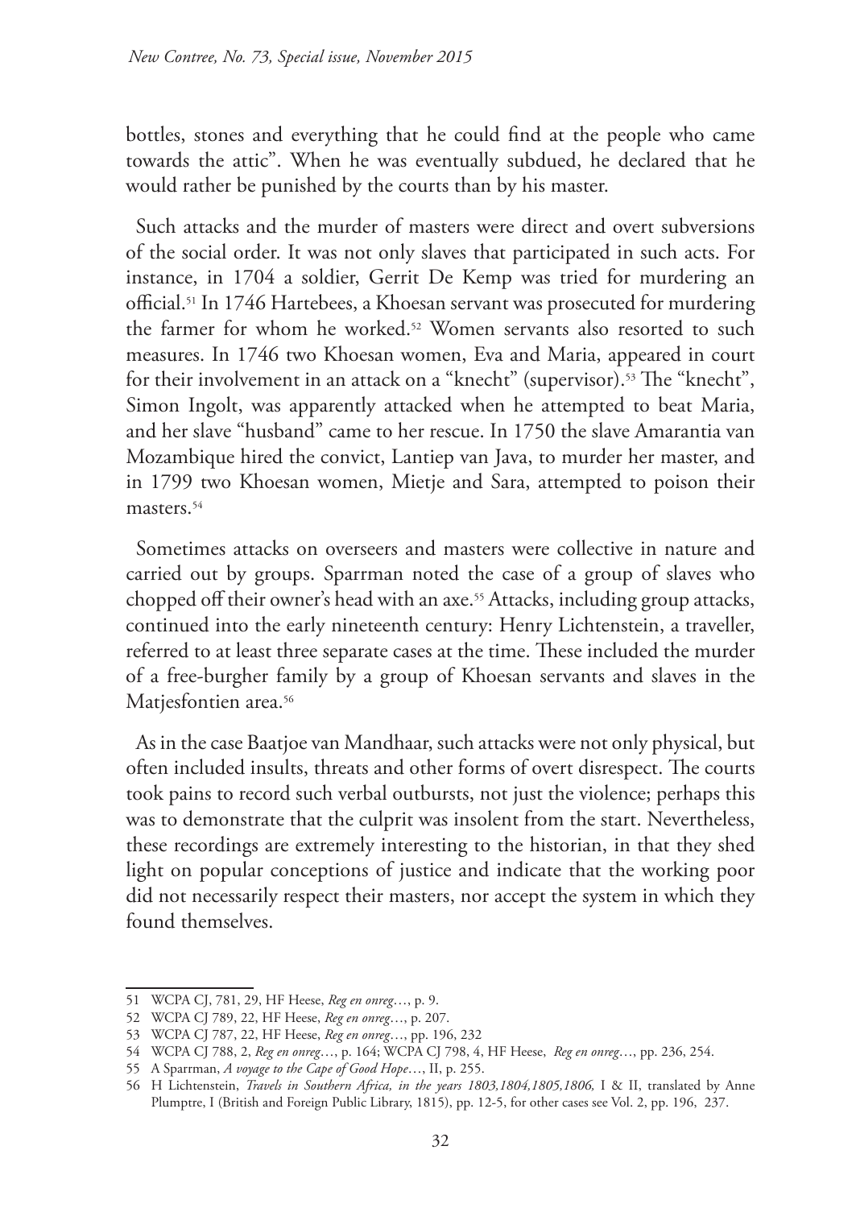bottles, stones and everything that he could find at the people who came towards the attic". When he was eventually subdued, he declared that he would rather be punished by the courts than by his master.

Such attacks and the murder of masters were direct and overt subversions of the social order. It was not only slaves that participated in such acts. For instance, in 1704 a soldier, Gerrit De Kemp was tried for murdering an official.[51] In 1746 Hartebees, a Khoesan servant was prosecuted for murdering the farmer for whom he worked.[52] Women servants also resorted to such measures. In 1746 two Khoesan women, Eva and Maria, appeared in court for their involvement in an attack on a "knecht" (supervisor).[53] The "knecht", Simon Ingolt, was apparently attacked when he attempted to beat Maria, and her slave "husband" came to her rescue. In 1750 the slave Amarantia van Mozambique hired the convict, Lantiep van Java, to murder her master, and in 1799 two Khoesan women, Mietje and Sara, attempted to poison their masters.[54]

Sometimes attacks on overseers and masters were collective in nature and carried out by groups. Sparrman noted the case of a group of slaves who chopped off their owner's head with an axe.[55] Attacks, including group attacks, continued into the early nineteenth century: Henry Lichtenstein, a traveller, referred to at least three separate cases at the time. These included the murder of a free-burgher family by a group of Khoesan servants and slaves in the Matjesfontien area.[56]

As in the case Baatjoe van Mandhaar, such attacks were not only physical, but often included insults, threats and other forms of overt disrespect. The courts took pains to record such verbal outbursts, not just the violence; perhaps this was to demonstrate that the culprit was insolent from the start. Nevertheless, these recordings are extremely interesting to the historian, in that they shed light on popular conceptions of justice and indicate that the working poor did not necessarily respect their masters, nor accept the system in which they found themselves.

---

51 WCPA CJ, 781, 29, HF Heese, *Reg en onreg*…, p. 9.

52 WCPA CJ 789, 22, HF Heese, *Reg en onreg*…, p. 207.

53 WCPA CJ 787, 22, HF Heese, *Reg en onreg*…, pp. 196, 232

54 WCPA CJ 788, 2, *Reg en onreg*…, p. 164; WCPA CJ 798, 4, HF Heese, *Reg en onreg*…, pp. 236, 254.

55 A Sparrman, *A voyage to the Cape of Good Hope*…, II, p. 255.

56 H Lichtenstein, *Travels in Southern Africa, in the years 1803,1804,1805,1806,* I & II, translated by Anne Plumptre, I (British and Foreign Public Library, 1815), pp. 12-5, for other cases see Vol. 2, pp. 196, 237.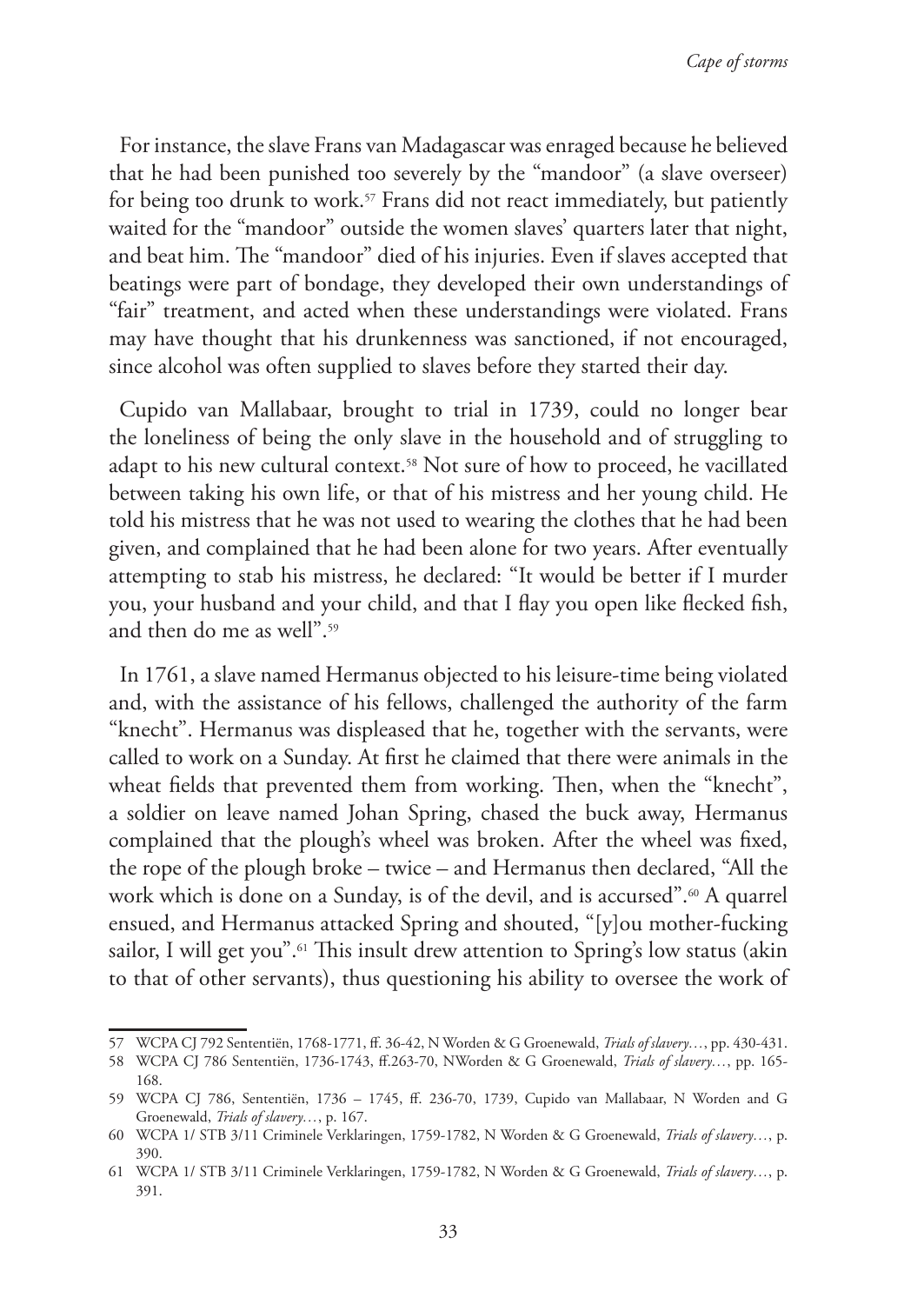For instance, the slave Frans van Madagascar was enraged because he believed that he had been punished too severely by the "mandoor" (a slave overseer) for being too drunk to work.[57] Frans did not react immediately, but patiently waited for the "mandoor" outside the women slaves' quarters later that night, and beat him. The "mandoor" died of his injuries. Even if slaves accepted that beatings were part of bondage, they developed their own understandings of "fair" treatment, and acted when these understandings were violated. Frans may have thought that his drunkenness was sanctioned, if not encouraged, since alcohol was often supplied to slaves before they started their day.

Cupido van Mallabaar, brought to trial in 1739, could no longer bear the loneliness of being the only slave in the household and of struggling to adapt to his new cultural context.[58] Not sure of how to proceed, he vacillated between taking his own life, or that of his mistress and her young child. He told his mistress that he was not used to wearing the clothes that he had been given, and complained that he had been alone for two years. After eventually attempting to stab his mistress, he declared: "It would be better if I murder you, your husband and your child, and that I flay you open like flecked fish, and then do me as well".[59]

In 1761, a slave named Hermanus objected to his leisure-time being violated and, with the assistance of his fellows, challenged the authority of the farm "knecht". Hermanus was displeased that he, together with the servants, were called to work on a Sunday. At first he claimed that there were animals in the wheat fields that prevented them from working. Then, when the "knecht", a soldier on leave named Johan Spring, chased the buck away, Hermanus complained that the plough's wheel was broken. After the wheel was fixed, the rope of the plough broke – twice – and Hermanus then declared, "All the work which is done on a Sunday, is of the devil, and is accursed".[60] A quarrel ensued, and Hermanus attacked Spring and shouted, "[y]ou mother-fucking sailor, I will get you".[61] This insult drew attention to Spring's low status (akin to that of other servants), thus questioning his ability to oversee the work of

---

57 WCPA CJ 792 Sententiën, 1768-1771, ff. 36-42, N Worden & G Groenewald, *Trials of slavery…*, pp. 430-431.

58 WCPA CJ 786 Sententiën, 1736-1743, ff.263-70, NWorden & G Groenewald, *Trials of slavery…*, pp. 165-168.

59 WCPA CJ 786, Sententiën, 1736 – 1745, ff. 236-70, 1739, Cupido van Mallabaar, N Worden and G Groenewald, *Trials of slavery…*, p. 167.

60 WCPA 1/ STB 3/11 Criminele Verklaringen, 1759-1782, N Worden & G Groenewald, *Trials of slavery…*, p. 390.

61 WCPA 1/ STB 3/11 Criminele Verklaringen, 1759-1782, N Worden & G Groenewald, *Trials of slavery…*, p. 391.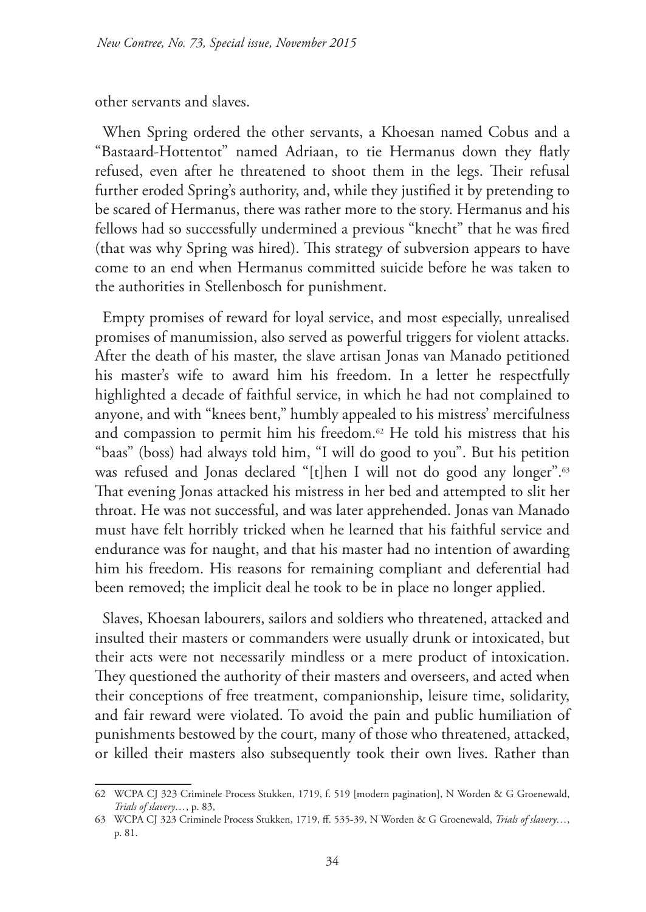other servants and slaves.

When Spring ordered the other servants, a Khoesan named Cobus and a "Bastaard-Hottentot" named Adriaan, to tie Hermanus down they flatly refused, even after he threatened to shoot them in the legs. Their refusal further eroded Spring's authority, and, while they justified it by pretending to be scared of Hermanus, there was rather more to the story. Hermanus and his fellows had so successfully undermined a previous "knecht" that he was fired (that was why Spring was hired). This strategy of subversion appears to have come to an end when Hermanus committed suicide before he was taken to the authorities in Stellenbosch for punishment.

Empty promises of reward for loyal service, and most especially, unrealised promises of manumission, also served as powerful triggers for violent attacks. After the death of his master, the slave artisan Jonas van Manado petitioned his master's wife to award him his freedom. In a letter he respectfully highlighted a decade of faithful service, in which he had not complained to anyone, and with "knees bent," humbly appealed to his mistress' mercifulness and compassion to permit him his freedom.[62] He told his mistress that his "baas" (boss) had always told him, "I will do good to you". But his petition was refused and Jonas declared "[t]hen I will not do good any longer".[63] That evening Jonas attacked his mistress in her bed and attempted to slit her throat. He was not successful, and was later apprehended. Jonas van Manado must have felt horribly tricked when he learned that his faithful service and endurance was for naught, and that his master had no intention of awarding him his freedom. His reasons for remaining compliant and deferential had been removed; the implicit deal he took to be in place no longer applied.

Slaves, Khoesan labourers, sailors and soldiers who threatened, attacked and insulted their masters or commanders were usually drunk or intoxicated, but their acts were not necessarily mindless or a mere product of intoxication. They questioned the authority of their masters and overseers, and acted when their conceptions of free treatment, companionship, leisure time, solidarity, and fair reward were violated. To avoid the pain and public humiliation of punishments bestowed by the court, many of those who threatened, attacked, or killed their masters also subsequently took their own lives. Rather than

---

62 WCPA CJ 323 Criminele Process Stukken, 1719, f. 519 [modern pagination], N Worden & G Groenewald, *Trials of slavery…*, p. 83,

63 WCPA CJ 323 Criminele Process Stukken, 1719, ff. 535-39, N Worden & G Groenewald, *Trials of slavery…*, p. 81.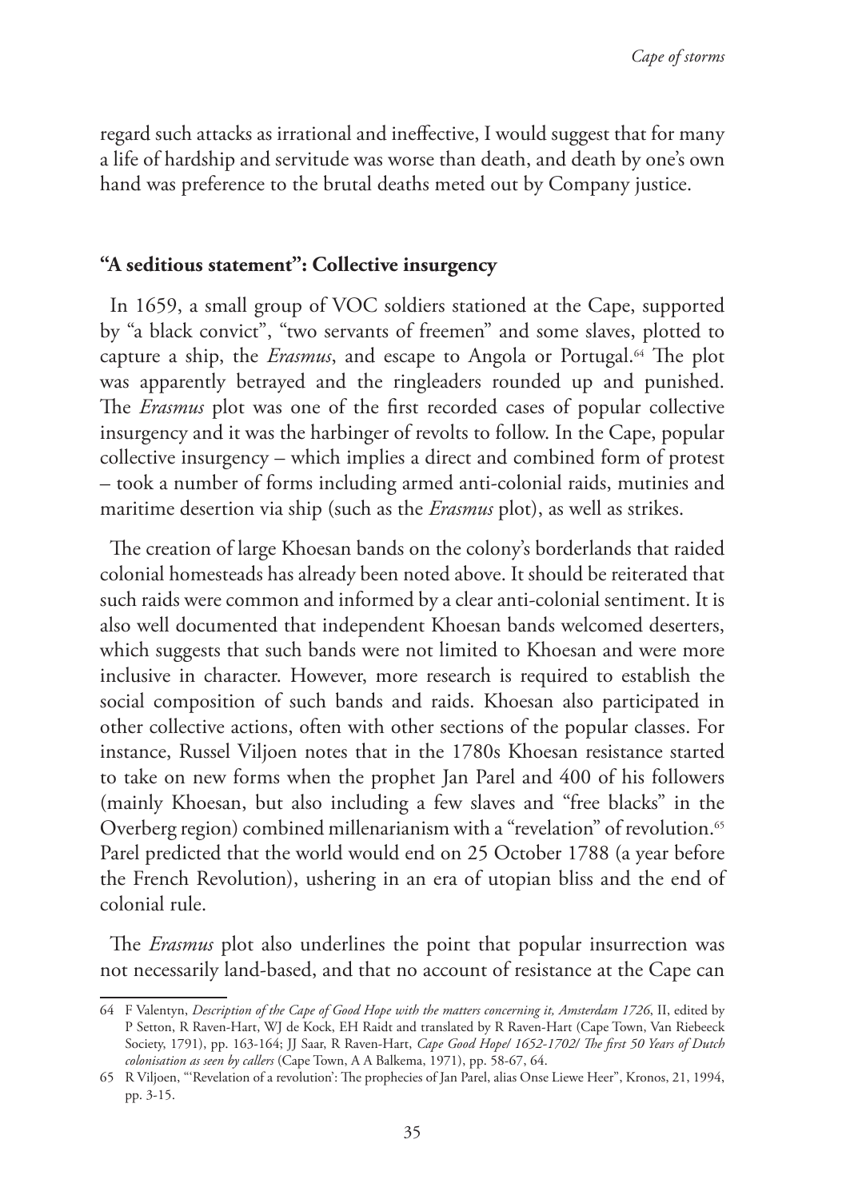regard such attacks as irrational and ineffective, I would suggest that for many a life of hardship and servitude was worse than death, and death by one's own hand was preference to the brutal deaths meted out by Company justice.

## "A seditious statement": Collective insurgency

In 1659, a small group of VOC soldiers stationed at the Cape, supported by "a black convict", "two servants of freemen" and some slaves, plotted to capture a ship, the *Erasmus*, and escape to Angola or Portugal.[64] The plot was apparently betrayed and the ringleaders rounded up and punished. The *Erasmus* plot was one of the first recorded cases of popular collective insurgency and it was the harbinger of revolts to follow. In the Cape, popular collective insurgency – which implies a direct and combined form of protest – took a number of forms including armed anti-colonial raids, mutinies and maritime desertion via ship (such as the *Erasmus* plot), as well as strikes.

The creation of large Khoesan bands on the colony's borderlands that raided colonial homesteads has already been noted above. It should be reiterated that such raids were common and informed by a clear anti-colonial sentiment. It is also well documented that independent Khoesan bands welcomed deserters, which suggests that such bands were not limited to Khoesan and were more inclusive in character. However, more research is required to establish the social composition of such bands and raids. Khoesan also participated in other collective actions, often with other sections of the popular classes. For instance, Russel Viljoen notes that in the 1780s Khoesan resistance started to take on new forms when the prophet Jan Parel and 400 of his followers (mainly Khoesan, but also including a few slaves and "free blacks" in the Overberg region) combined millenarianism with a "revelation" of revolution.[65] Parel predicted that the world would end on 25 October 1788 (a year before the French Revolution), ushering in an era of utopian bliss and the end of colonial rule.

The *Erasmus* plot also underlines the point that popular insurrection was not necessarily land-based, and that no account of resistance at the Cape can

---

64 F Valentyn, *Description of the Cape of Good Hope with the matters concerning it, Amsterdam 1726*, II, edited by P Setton, R Raven-Hart, WJ de Kock, EH Raidt and translated by R Raven-Hart (Cape Town, Van Riebeeck Society, 1791), pp. 163-164; JJ Saar, R Raven-Hart, *Cape Good Hope/ 1652-1702/ The first 50 Years of Dutch colonisation as seen by callers* (Cape Town, A A Balkema, 1971), pp. 58-67, 64.

65 R Viljoen, "'Revelation of a revolution': The prophecies of Jan Parel, alias Onse Liewe Heer", Kronos, 21, 1994, pp. 3-15.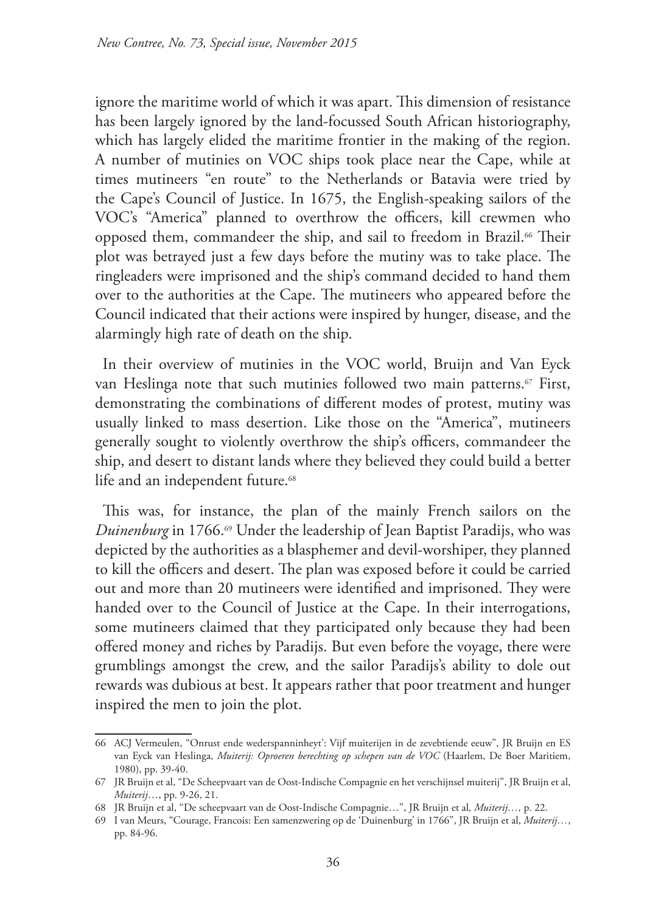ignore the maritime world of which it was apart. This dimension of resistance has been largely ignored by the land-focussed South African historiography, which has largely elided the maritime frontier in the making of the region. A number of mutinies on VOC ships took place near the Cape, while at times mutineers "en route" to the Netherlands or Batavia were tried by the Cape's Council of Justice. In 1675, the English-speaking sailors of the VOC's "America" planned to overthrow the officers, kill crewmen who opposed them, commandeer the ship, and sail to freedom in Brazil.[66] Their plot was betrayed just a few days before the mutiny was to take place. The ringleaders were imprisoned and the ship's command decided to hand them over to the authorities at the Cape. The mutineers who appeared before the Council indicated that their actions were inspired by hunger, disease, and the alarmingly high rate of death on the ship.

In their overview of mutinies in the VOC world, Bruijn and Van Eyck van Heslinga note that such mutinies followed two main patterns.[67] First, demonstrating the combinations of different modes of protest, mutiny was usually linked to mass desertion. Like those on the "America", mutineers generally sought to violently overthrow the ship's officers, commandeer the ship, and desert to distant lands where they believed they could build a better life and an independent future.[68]

This was, for instance, the plan of the mainly French sailors on the *Duinenburg* in 1766.[69] Under the leadership of Jean Baptist Paradijs, who was depicted by the authorities as a blasphemer and devil-worshiper, they planned to kill the officers and desert. The plan was exposed before it could be carried out and more than 20 mutineers were identified and imprisoned. They were handed over to the Council of Justice at the Cape. In their interrogations, some mutineers claimed that they participated only because they had been offered money and riches by Paradijs. But even before the voyage, there were grumblings amongst the crew, and the sailor Paradijs's ability to dole out rewards was dubious at best. It appears rather that poor treatment and hunger inspired the men to join the plot.

---

66 ACJ Vermeulen, "Onrust ende wederspanninheyt': Vijf muiterijen in de zevebtiende eeuw", JR Bruijn en ES van Eyck van Heslinga, *Muiterij: Oproeren berechting op schepen van de VOC* (Haarlem, De Boer Maritiem, 1980), pp. 39-40.

67 JR Bruijn et al, "De Scheepvaart van de Oost-Indische Compagnie en het verschijnsel muiterij", JR Bruijn et al, *Muiterij*…, pp. 9-26, 21.

68 JR Bruijn et al, "De scheepvaart van de Oost-Indische Compagnie…", JR Bruijn et al*, Muiterij…,* p. 22.

69 I van Meurs, "Courage, Francois: Een samenzwering op de 'Duinenburg' in 1766", JR Bruijn et al, *Muiterij…*, pp. 84-96.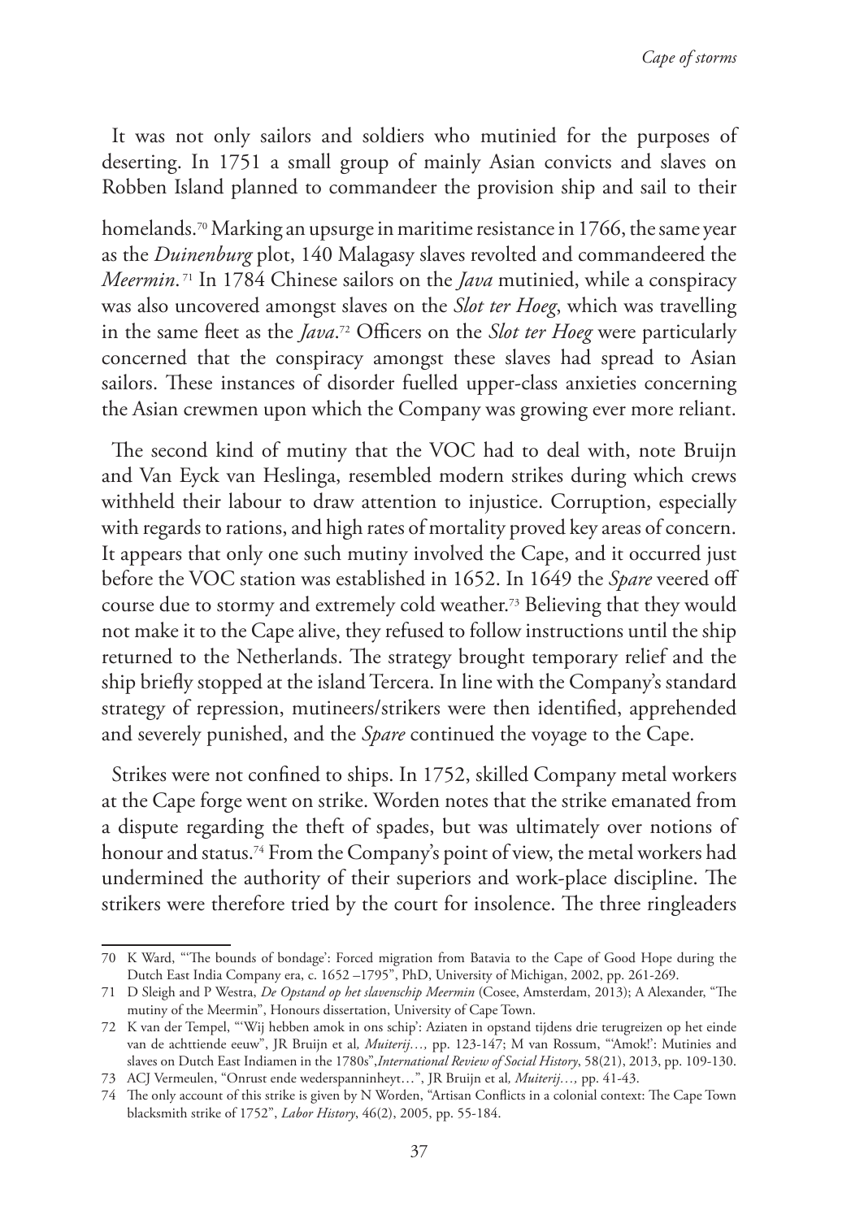It was not only sailors and soldiers who mutinied for the purposes of deserting. In 1751 a small group of mainly Asian convicts and slaves on Robben Island planned to commandeer the provision ship and sail to their homelands.[70] Marking an upsurge in maritime resistance in 1766, the same year as the *Duinenburg* plot, 140 Malagasy slaves revolted and commandeered the *Meermin*.[71] In 1784 Chinese sailors on the *Java* mutinied, while a conspiracy was also uncovered amongst slaves on the *Slot ter Hoeg*, which was travelling in the same fleet as the *Java*.[72] Officers on the *Slot ter Hoeg* were particularly concerned that the conspiracy amongst these slaves had spread to Asian sailors. These instances of disorder fuelled upper-class anxieties concerning the Asian crewmen upon which the Company was growing ever more reliant.

The second kind of mutiny that the VOC had to deal with, note Bruijn and Van Eyck van Heslinga, resembled modern strikes during which crews withheld their labour to draw attention to injustice. Corruption, especially with regards to rations, and high rates of mortality proved key areas of concern. It appears that only one such mutiny involved the Cape, and it occurred just before the VOC station was established in 1652. In 1649 the *Spare* veered off course due to stormy and extremely cold weather.[73] Believing that they would not make it to the Cape alive, they refused to follow instructions until the ship returned to the Netherlands. The strategy brought temporary relief and the ship briefly stopped at the island Tercera. In line with the Company's standard strategy of repression, mutineers/strikers were then identified, apprehended and severely punished, and the *Spare* continued the voyage to the Cape.

Strikes were not confined to ships. In 1752, skilled Company metal workers at the Cape forge went on strike. Worden notes that the strike emanated from a dispute regarding the theft of spades, but was ultimately over notions of honour and status.[74] From the Company's point of view, the metal workers had undermined the authority of their superiors and work-place discipline. The strikers were therefore tried by the court for insolence. The three ringleaders

---

70 K Ward, "'The bounds of bondage': Forced migration from Batavia to the Cape of Good Hope during the Dutch East India Company era, c. 1652 –1795", PhD, University of Michigan, 2002, pp. 261-269.

71 D Sleigh and P Westra, *De Opstand op het slavenschip Meermin* (Cosee, Amsterdam, 2013); A Alexander, "The mutiny of the Meermin", Honours dissertation, University of Cape Town.

72 K van der Tempel, "'Wij hebben amok in ons schip': Aziaten in opstand tijdens drie terugreizen op het einde van de achttiende eeuw", JR Bruijn et al, *Muiterij…,* pp. 123-147; M van Rossum, "'Amok!': Mutinies and slaves on Dutch East Indiamen in the 1780s",*International Review of Social History*, 58(21), 2013, pp. 109-130.

73 ACJ Vermeulen, "Onrust ende wederspanninheyt…", JR Bruijn et al*, Muiterij…,* pp. 41-43.

74 The only account of this strike is given by N Worden, "Artisan Conflicts in a colonial context: The Cape Town blacksmith strike of 1752", *Labor History*, 46(2), 2005, pp. 55-184.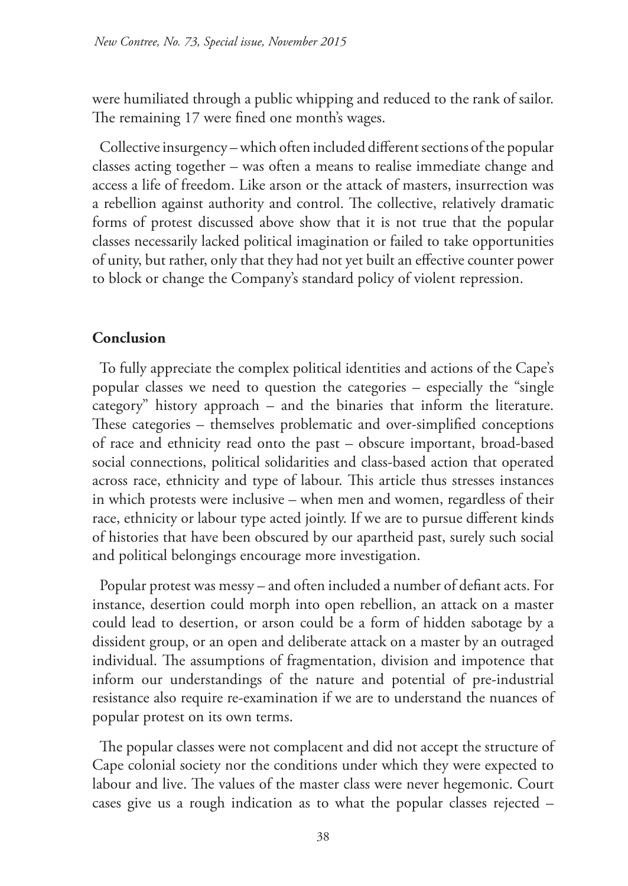were humiliated through a public whipping and reduced to the rank of sailor. The remaining 17 were fined one month's wages.

Collective insurgency – which often included different sections of the popular classes acting together – was often a means to realise immediate change and access a life of freedom. Like arson or the attack of masters, insurrection was a rebellion against authority and control. The collective, relatively dramatic forms of protest discussed above show that it is not true that the popular classes necessarily lacked political imagination or failed to take opportunities of unity, but rather, only that they had not yet built an effective counter power to block or change the Company's standard policy of violent repression.

## Conclusion

To fully appreciate the complex political identities and actions of the Cape's popular classes we need to question the categories – especially the "single category" history approach – and the binaries that inform the literature. These categories – themselves problematic and over-simplified conceptions of race and ethnicity read onto the past – obscure important, broad-based social connections, political solidarities and class-based action that operated across race, ethnicity and type of labour. This article thus stresses instances in which protests were inclusive – when men and women, regardless of their race, ethnicity or labour type acted jointly. If we are to pursue different kinds of histories that have been obscured by our apartheid past, surely such social and political belongings encourage more investigation.

Popular protest was messy – and often included a number of defiant acts. For instance, desertion could morph into open rebellion, an attack on a master could lead to desertion, or arson could be a form of hidden sabotage by a dissident group, or an open and deliberate attack on a master by an outraged individual. The assumptions of fragmentation, division and impotence that inform our understandings of the nature and potential of pre-industrial resistance also require re-examination if we are to understand the nuances of popular protest on its own terms.

The popular classes were not complacent and did not accept the structure of Cape colonial society nor the conditions under which they were expected to labour and live. The values of the master class were never hegemonic. Court cases give us a rough indication as to what the popular classes rejected –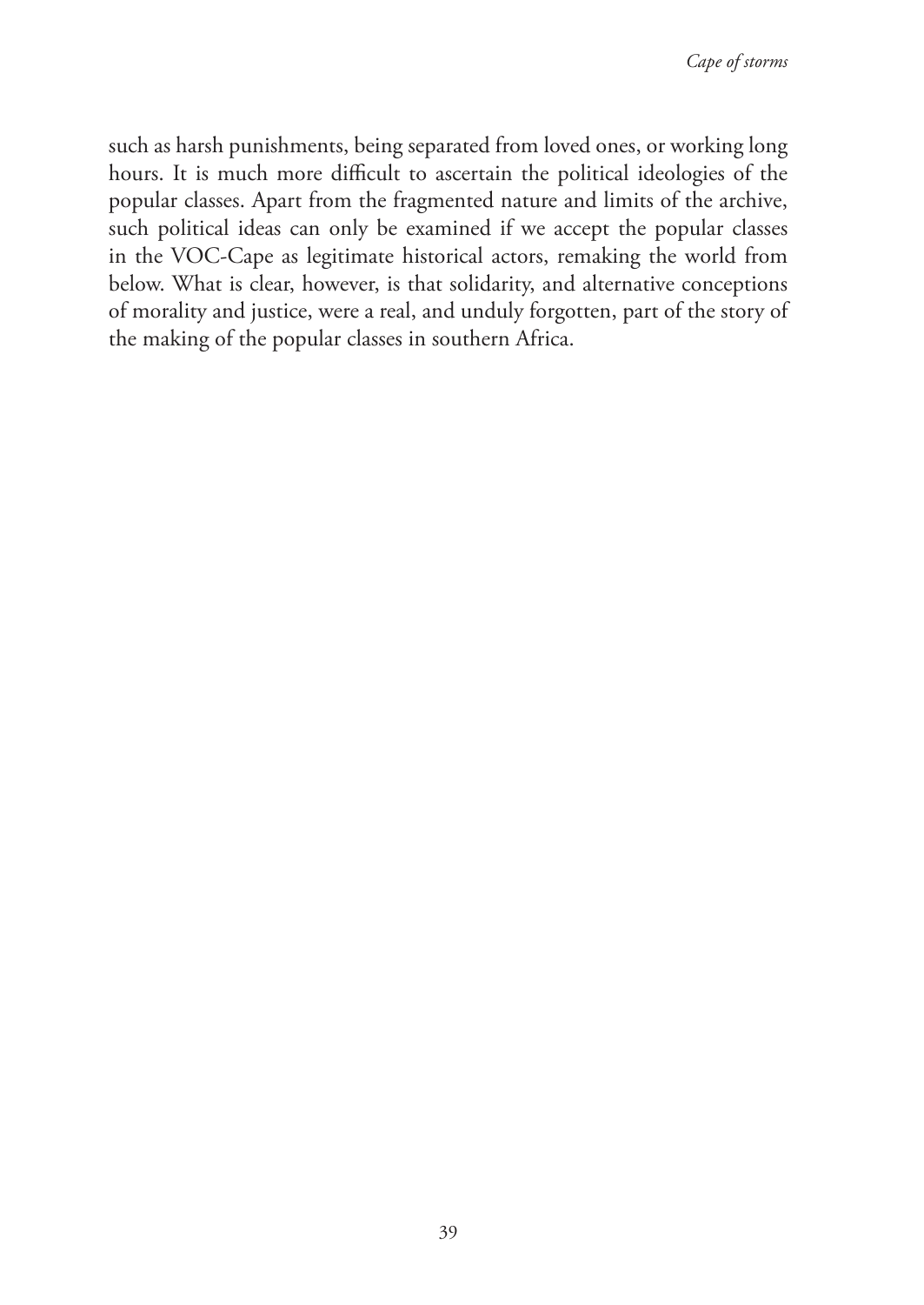such as harsh punishments, being separated from loved ones, or working long hours. It is much more difficult to ascertain the political ideologies of the popular classes. Apart from the fragmented nature and limits of the archive, such political ideas can only be examined if we accept the popular classes in the VOC-Cape as legitimate historical actors, remaking the world from below. What is clear, however, is that solidarity, and alternative conceptions of morality and justice, were a real, and unduly forgotten, part of the story of the making of the popular classes in southern Africa.